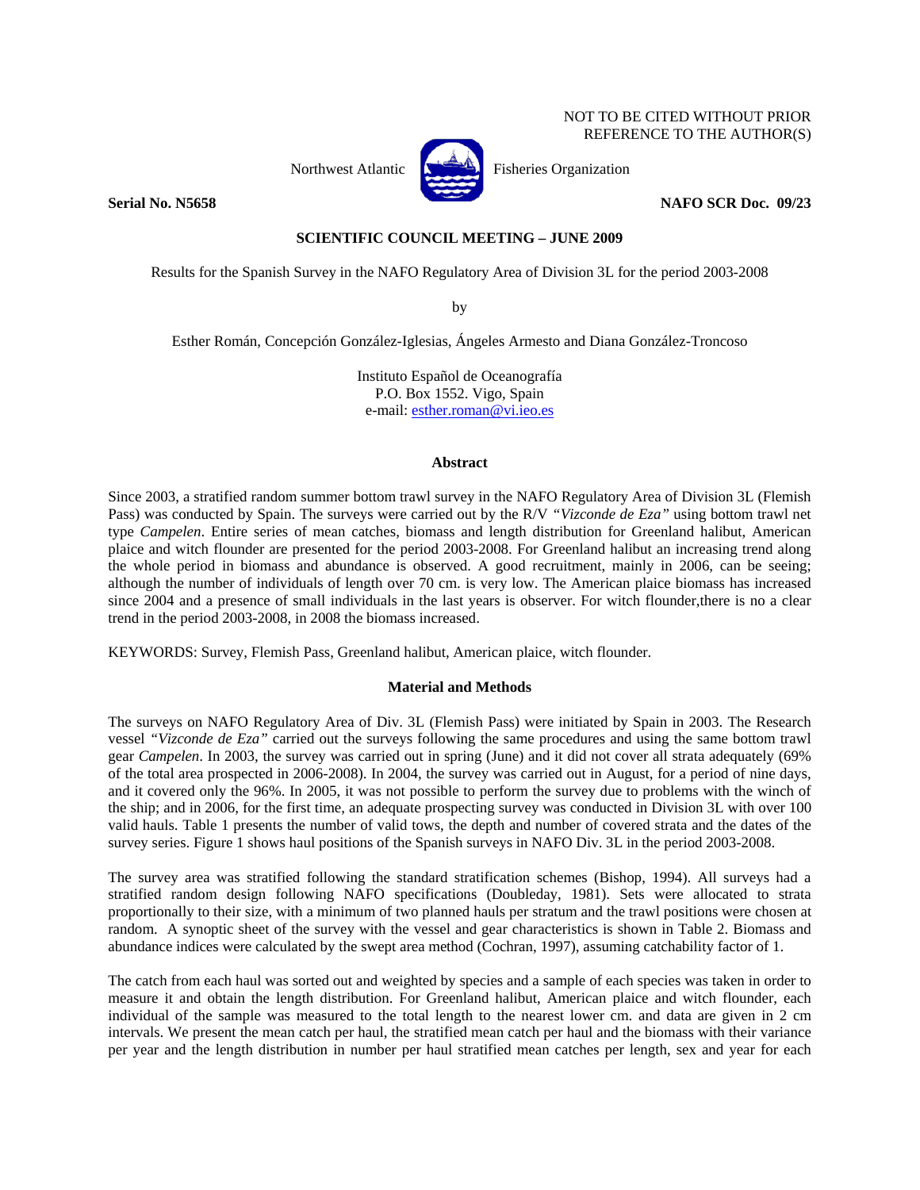NOT TO BE CITED WITHOUT PRIOR REFERENCE TO THE AUTHOR(S)

Northwest Atlantic Fisheries Organization

**Serial No. N5658** **NAFO SCR Doc. 09/23**

**SCIENTIFIC COUNCIL MEETING – JUNE 2009**

Results for the Spanish Survey in the NAFO Regulatory Area of Division 3L for the period 2003-2008

by

Esther Román, Concepción González-Iglesias, Ángeles Armesto and Diana González-Troncoso

Instituto Español de Oceanografía
P.O. Box 1552. Vigo, Spain
e-mail: esther.roman@vi.ieo.es

## Abstract

Since 2003, a stratified random summer bottom trawl survey in the NAFO Regulatory Area of Division 3L (Flemish Pass) was conducted by Spain. The surveys were carried out by the R/V *"Vizconde de Eza"* using bottom trawl net type *Campelen*. Entire series of mean catches, biomass and length distribution for Greenland halibut, American plaice and witch flounder are presented for the period 2003-2008. For Greenland halibut an increasing trend along the whole period in biomass and abundance is observed. A good recruitment, mainly in 2006, can be seeing; although the number of individuals of length over 70 cm. is very low. The American plaice biomass has increased since 2004 and a presence of small individuals in the last years is observer. For witch flounder,there is no a clear trend in the period 2003-2008, in 2008 the biomass increased.

KEYWORDS: Survey, Flemish Pass, Greenland halibut, American plaice, witch flounder.

## Material and Methods

The surveys on NAFO Regulatory Area of Div. 3L (Flemish Pass) were initiated by Spain in 2003. The Research vessel *"Vizconde de Eza"* carried out the surveys following the same procedures and using the same bottom trawl gear *Campelen*. In 2003, the survey was carried out in spring (June) and it did not cover all strata adequately (69% of the total area prospected in 2006-2008). In 2004, the survey was carried out in August, for a period of nine days, and it covered only the 96%. In 2005, it was not possible to perform the survey due to problems with the winch of the ship; and in 2006, for the first time, an adequate prospecting survey was conducted in Division 3L with over 100 valid hauls. Table 1 presents the number of valid tows, the depth and number of covered strata and the dates of the survey series. Figure 1 shows haul positions of the Spanish surveys in NAFO Div. 3L in the period 2003-2008.

The survey area was stratified following the standard stratification schemes (Bishop, 1994). All surveys had a stratified random design following NAFO specifications (Doubleday, 1981). Sets were allocated to strata proportionally to their size, with a minimum of two planned hauls per stratum and the trawl positions were chosen at random. A synoptic sheet of the survey with the vessel and gear characteristics is shown in Table 2. Biomass and abundance indices were calculated by the swept area method (Cochran, 1997), assuming catchability factor of 1.

The catch from each haul was sorted out and weighted by species and a sample of each species was taken in order to measure it and obtain the length distribution. For Greenland halibut, American plaice and witch flounder, each individual of the sample was measured to the total length to the nearest lower cm. and data are given in 2 cm intervals. We present the mean catch per haul, the stratified mean catch per haul and the biomass with their variance per year and the length distribution in number per haul stratified mean catches per length, sex and year for each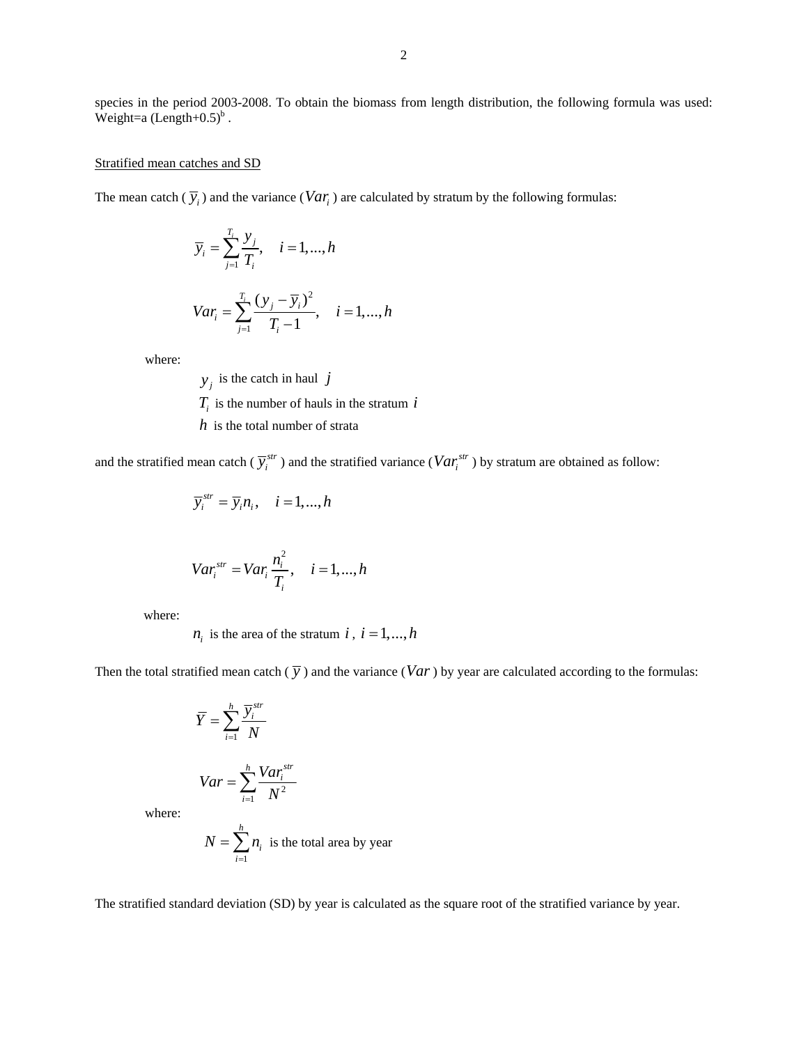species in the period 2003-2008. To obtain the biomass from length distribution, the following formula was used: Weight=a (Length+0.5)$^b$ .

Stratified mean catches and SD

The mean catch ( $\overline{y}_i$ ) and the variance ($Var_i$ ) are calculated by stratum by the following formulas:

$$\overline{y}_i = \sum_{j=1}^{T_i} \frac{y_j}{T_i}, \quad i = 1,...,h$$

$$Var_i = \sum_{j=1}^{T_i} \frac{(y_j - \overline{y}_i)^2}{T_i - 1}, \quad i = 1,...,h$$

where:

$y_j$ is the catch in haul $j$

$T_i$ is the number of hauls in the stratum $i$

$h$ is the total number of strata

and the stratified mean catch ( $\overline{y}_i^{str}$ ) and the stratified variance ($Var_i^{str}$ ) by stratum are obtained as follow:

$$\overline{y}_i^{str} = \overline{y}_i n_i, \quad i = 1,...,h$$

$$Var_i^{str} = Var_i \frac{n_i^2}{T_i}, \quad i = 1,...,h$$

where:

$n_i$ is the area of the stratum $i$ , $i = 1,...,h$

Then the total stratified mean catch ( $\overline{y}$ ) and the variance ($Var$ ) by year are calculated according to the formulas:

$$\overline{Y} = \sum_{i=1}^{h} \frac{\overline{y}_i^{str}}{N}$$

$$Var = \sum_{i=1}^{h} \frac{Var_i^{str}}{N^2}$$

where:

$N = \sum_{i=1}^{h} n_i$ is the total area by year

The stratified standard deviation (SD) by year is calculated as the square root of the stratified variance by year.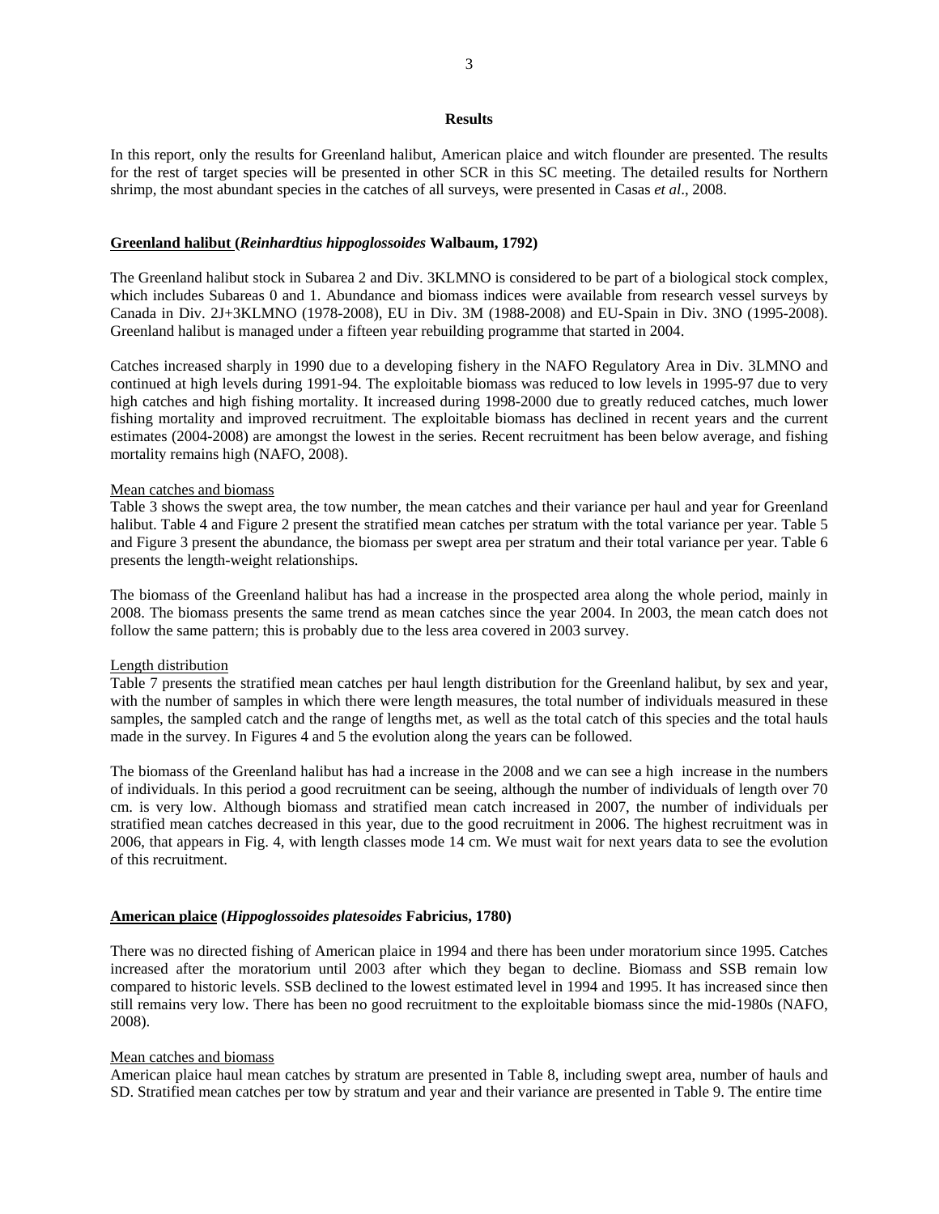## Results

In this report, only the results for Greenland halibut, American plaice and witch flounder are presented. The results for the rest of target species will be presented in other SCR in this SC meeting. The detailed results for Northern shrimp, the most abundant species in the catches of all surveys, were presented in Casas *et al*., 2008.

### Greenland halibut (*Reinhardtius hippoglossoides* Walbaum, 1792)

The Greenland halibut stock in Subarea 2 and Div. 3KLMNO is considered to be part of a biological stock complex, which includes Subareas 0 and 1. Abundance and biomass indices were available from research vessel surveys by Canada in Div. 2J+3KLMNO (1978-2008), EU in Div. 3M (1988-2008) and EU-Spain in Div. 3NO (1995-2008). Greenland halibut is managed under a fifteen year rebuilding programme that started in 2004.

Catches increased sharply in 1990 due to a developing fishery in the NAFO Regulatory Area in Div. 3LMNO and continued at high levels during 1991-94. The exploitable biomass was reduced to low levels in 1995-97 due to very high catches and high fishing mortality. It increased during 1998-2000 due to greatly reduced catches, much lower fishing mortality and improved recruitment. The exploitable biomass has declined in recent years and the current estimates (2004-2008) are amongst the lowest in the series. Recent recruitment has been below average, and fishing mortality remains high (NAFO, 2008).

Mean catches and biomass

Table 3 shows the swept area, the tow number, the mean catches and their variance per haul and year for Greenland halibut. Table 4 and Figure 2 present the stratified mean catches per stratum with the total variance per year. Table 5 and Figure 3 present the abundance, the biomass per swept area per stratum and their total variance per year. Table 6 presents the length-weight relationships.

The biomass of the Greenland halibut has had a increase in the prospected area along the whole period, mainly in 2008. The biomass presents the same trend as mean catches since the year 2004. In 2003, the mean catch does not follow the same pattern; this is probably due to the less area covered in 2003 survey.

Length distribution

Table 7 presents the stratified mean catches per haul length distribution for the Greenland halibut, by sex and year, with the number of samples in which there were length measures, the total number of individuals measured in these samples, the sampled catch and the range of lengths met, as well as the total catch of this species and the total hauls made in the survey. In Figures 4 and 5 the evolution along the years can be followed.

The biomass of the Greenland halibut has had a increase in the 2008 and we can see a high increase in the numbers of individuals. In this period a good recruitment can be seeing, although the number of individuals of length over 70 cm. is very low. Although biomass and stratified mean catch increased in 2007, the number of individuals per stratified mean catches decreased in this year, due to the good recruitment in 2006. The highest recruitment was in 2006, that appears in Fig. 4, with length classes mode 14 cm. We must wait for next years data to see the evolution of this recruitment.

### American plaice (*Hippoglossoides platesoides* Fabricius, 1780)

There was no directed fishing of American plaice in 1994 and there has been under moratorium since 1995. Catches increased after the moratorium until 2003 after which they began to decline. Biomass and SSB remain low compared to historic levels. SSB declined to the lowest estimated level in 1994 and 1995. It has increased since then still remains very low. There has been no good recruitment to the exploitable biomass since the mid-1980s (NAFO, 2008).

Mean catches and biomass

American plaice haul mean catches by stratum are presented in Table 8, including swept area, number of hauls and SD. Stratified mean catches per tow by stratum and year and their variance are presented in Table 9. The entire time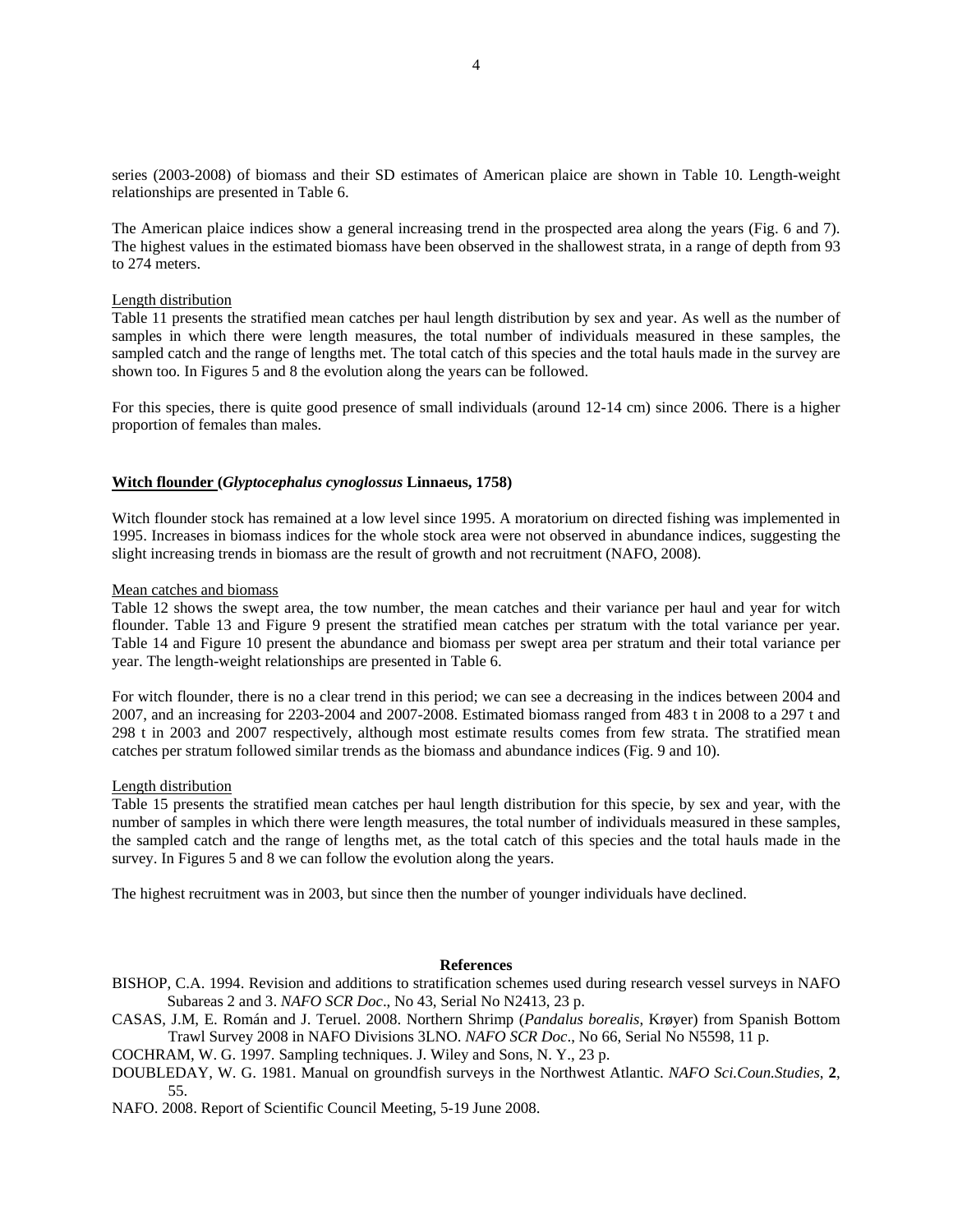series (2003-2008) of biomass and their SD estimates of American plaice are shown in Table 10. Length-weight relationships are presented in Table 6.

The American plaice indices show a general increasing trend in the prospected area along the years (Fig. 6 and 7). The highest values in the estimated biomass have been observed in the shallowest strata, in a range of depth from 93 to 274 meters.

Length distribution

Table 11 presents the stratified mean catches per haul length distribution by sex and year. As well as the number of samples in which there were length measures, the total number of individuals measured in these samples, the sampled catch and the range of lengths met. The total catch of this species and the total hauls made in the survey are shown too. In Figures 5 and 8 the evolution along the years can be followed.

For this species, there is quite good presence of small individuals (around 12-14 cm) since 2006. There is a higher proportion of females than males.

## Witch flounder (*Glyptocephalus cynoglossus* Linnaeus, 1758)

Witch flounder stock has remained at a low level since 1995. A moratorium on directed fishing was implemented in 1995. Increases in biomass indices for the whole stock area were not observed in abundance indices, suggesting the slight increasing trends in biomass are the result of growth and not recruitment (NAFO, 2008).

Mean catches and biomass

Table 12 shows the swept area, the tow number, the mean catches and their variance per haul and year for witch flounder. Table 13 and Figure 9 present the stratified mean catches per stratum with the total variance per year. Table 14 and Figure 10 present the abundance and biomass per swept area per stratum and their total variance per year. The length-weight relationships are presented in Table 6.

For witch flounder, there is no a clear trend in this period; we can see a decreasing in the indices between 2004 and 2007, and an increasing for 2203-2004 and 2007-2008. Estimated biomass ranged from 483 t in 2008 to a 297 t and 298 t in 2003 and 2007 respectively, although most estimate results comes from few strata. The stratified mean catches per stratum followed similar trends as the biomass and abundance indices (Fig. 9 and 10).

Length distribution

Table 15 presents the stratified mean catches per haul length distribution for this specie, by sex and year, with the number of samples in which there were length measures, the total number of individuals measured in these samples, the sampled catch and the range of lengths met, as the total catch of this species and the total hauls made in the survey. In Figures 5 and 8 we can follow the evolution along the years.

The highest recruitment was in 2003, but since then the number of younger individuals have declined.

## References

BISHOP, C.A. 1994. Revision and additions to stratification schemes used during research vessel surveys in NAFO Subareas 2 and 3. *NAFO SCR Doc*., No 43, Serial No N2413, 23 p.

CASAS, J.M, E. Román and J. Teruel. 2008. Northern Shrimp (*Pandalus borealis*, Krøyer) from Spanish Bottom Trawl Survey 2008 in NAFO Divisions 3LNO. *NAFO SCR Doc*., No 66, Serial No N5598, 11 p.

COCHRAM, W. G. 1997. Sampling techniques. J. Wiley and Sons, N. Y., 23 p.

DOUBLEDAY, W. G. 1981. Manual on groundfish surveys in the Northwest Atlantic. *NAFO Sci.Coun.Studies*, **2**, 55.

NAFO. 2008. Report of Scientific Council Meeting, 5-19 June 2008.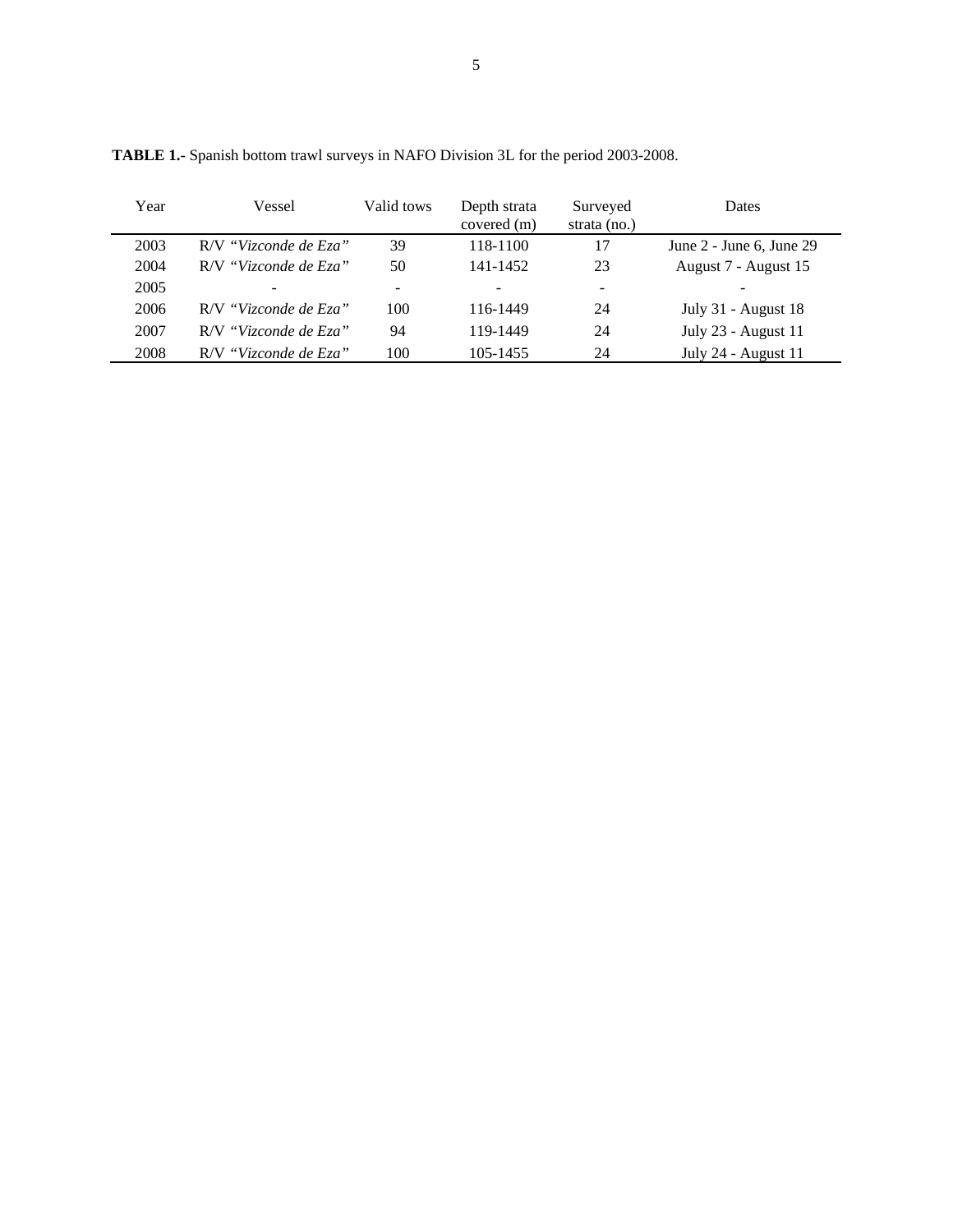**TABLE 1.-** Spanish bottom trawl surveys in NAFO Division 3L for the period 2003-2008.

| Year | Vessel | Valid tows | Depth strata covered (m) | Surveyed strata (no.) | Dates |
|---|---|---|---|---|---|
| 2003 | R/V "*Vizconde de Eza*" | 39 | 118-1100 | 17 | June 2 - June 6, June 29 |
| 2004 | R/V "*Vizconde de Eza*" | 50 | 141-1452 | 23 | August 7 - August 15 |
| 2005 | - | - | - | - | - |
| 2006 | R/V "*Vizconde de Eza*" | 100 | 116-1449 | 24 | July 31 - August 18 |
| 2007 | R/V "*Vizconde de Eza*" | 94 | 119-1449 | 24 | July 23 - August 11 |
| 2008 | R/V "*Vizconde de Eza*" | 100 | 105-1455 | 24 | July 24 - August 11 |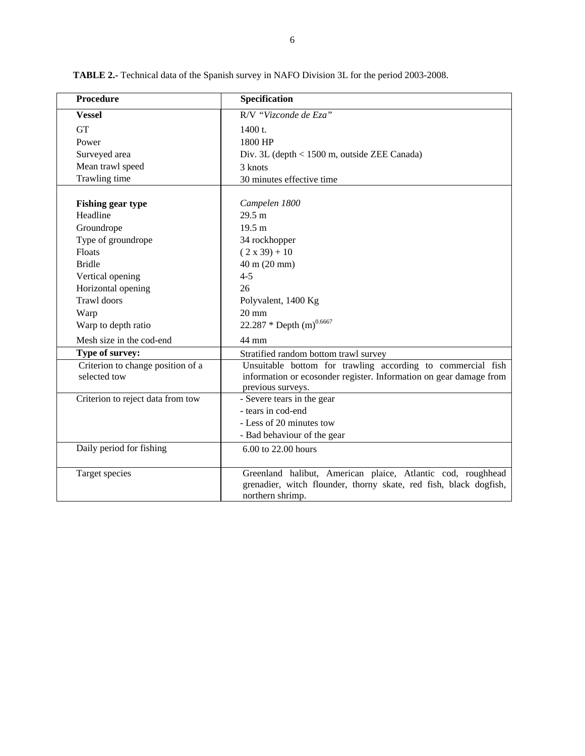**TABLE 2.-** Technical data of the Spanish survey in NAFO Division 3L for the period 2003-2008.

| **Procedure** | **Specification** |
|---|---|
| **Vessel** | R/V *"Vizconde de Eza"* |
| GT | 1400 t. |
| Power | 1800 HP |
| Surveyed area | Div. 3L (depth < 1500 m, outside ZEE Canada) |
| Mean trawl speed | 3 knots |
| Trawling time | 30 minutes effective time |
| **Fishing gear type** | *Campelen 1800* |
| Headline | 29.5 m |
| Groundrope | 19.5 m |
| Type of groundrope | 34 rockhopper |
| Floats | ( 2 x 39) + 10 |
| Bridle | 40 m (20 mm) |
| Vertical opening | 4-5 |
| Horizontal opening | 26 |
| Trawl doors | Polyvalent, 1400 Kg |
| Warp | 20 mm |
| Warp to depth ratio | $22.287 * \text{Depth (m)}^{0.6667}$ |
| Mesh size in the cod-end | 44 mm |
| **Type of survey:** | Stratified random bottom trawl survey |
| Criterion to change position of a selected tow | Unsuitable bottom for trawling according to commercial fish information or ecosonder register. Information on gear damage from previous surveys. |
| Criterion to reject data from tow | - Severe tears in the gear<br>- tears in cod-end<br>- Less of 20 minutes tow<br>- Bad behaviour of the gear |
| Daily period for fishing | 6.00 to 22.00 hours |
| Target species | Greenland halibut, American plaice, Atlantic cod, roughhead grenadier, witch flounder, thorny skate, red fish, black dogfish, northern shrimp. |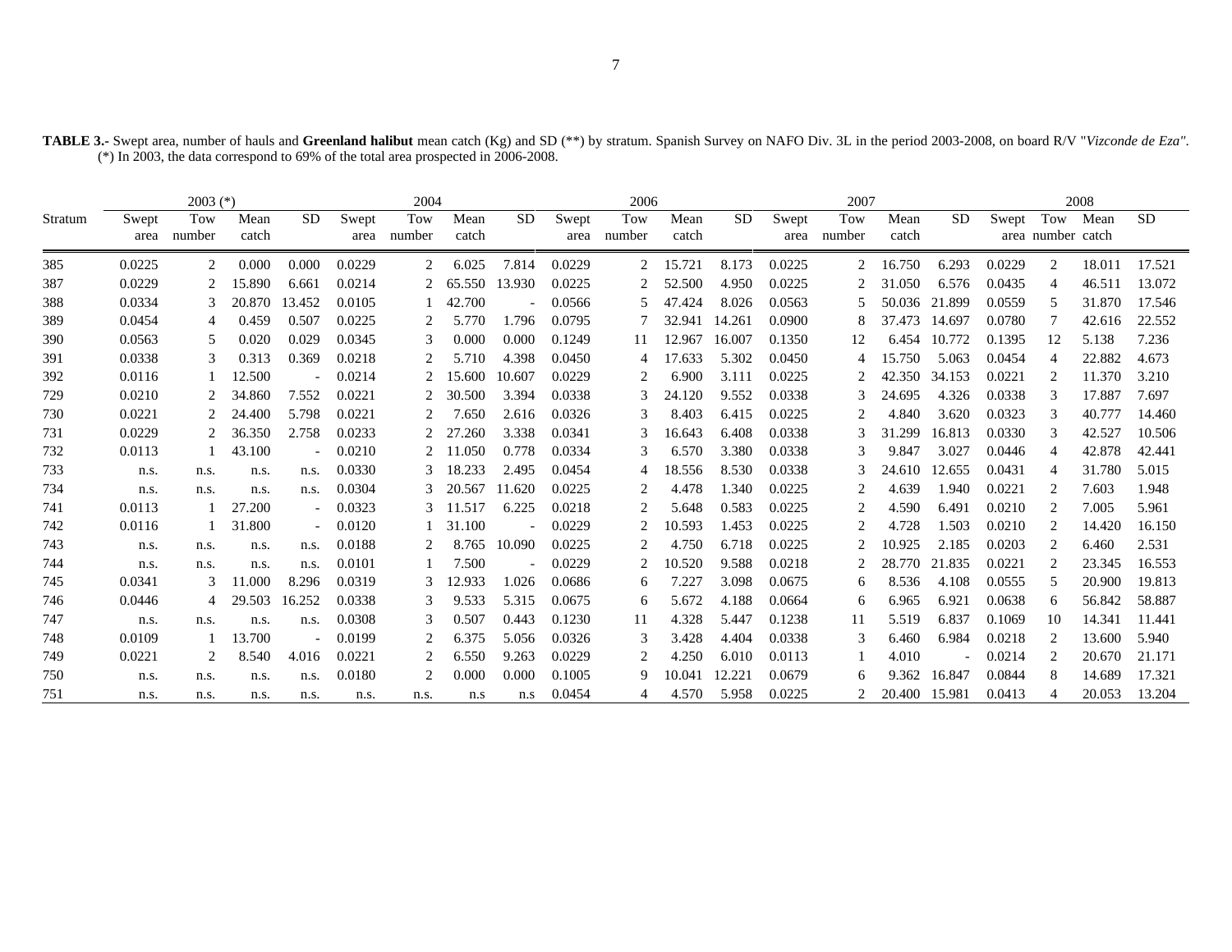**TABLE 3.-** Swept area, number of hauls and **Greenland halibut** mean catch (Kg) and SD (**) by stratum. Spanish Survey on NAFO Div. 3L in the period 2003-2008, on board R/V "*Vizconde de Eza*".
(*) In 2003, the data correspond to 69% of the total area prospected in 2006-2008.

| Stratum | 2003 (*) | | | | 2004 | | | | 2006 | | | | 2007 | | | | 2008 | | | |
|---|---|---|---|---|---|---|---|---|---|---|---|---|---|---|---|---|---|---|---|---|
| | Swept area | Tow number | Mean catch | SD | Swept area | Tow number | Mean catch | SD | Swept area | Tow number | Mean catch | SD | Swept area | Tow number | Mean catch | SD | Swept area | Tow number | Mean catch | SD |
| 385 | 0.0225 | 2 | 0.000 | 0.000 | 0.0229 | 2 | 6.025 | 7.814 | 0.0229 | 2 | 15.721 | 8.173 | 0.0225 | 2 | 16.750 | 6.293 | 0.0229 | 2 | 18.011 | 17.521 |
| 387 | 0.0229 | 2 | 15.890 | 6.661 | 0.0214 | 2 | 65.550 | 13.930 | 0.0225 | 2 | 52.500 | 4.950 | 0.0225 | 2 | 31.050 | 6.576 | 0.0435 | 4 | 46.511 | 13.072 |
| 388 | 0.0334 | 3 | 20.870 | 13.452 | 0.0105 | 1 | 42.700 | - | 0.0566 | 5 | 47.424 | 8.026 | 0.0563 | 5 | 50.036 | 21.899 | 0.0559 | 5 | 31.870 | 17.546 |
| 389 | 0.0454 | 4 | 0.459 | 0.507 | 0.0225 | 2 | 5.770 | 1.796 | 0.0795 | 7 | 32.941 | 14.261 | 0.0900 | 8 | 37.473 | 14.697 | 0.0780 | 7 | 42.616 | 22.552 |
| 390 | 0.0563 | 5 | 0.020 | 0.029 | 0.0345 | 3 | 0.000 | 0.000 | 0.1249 | 11 | 12.967 | 16.007 | 0.1350 | 12 | 6.454 | 10.772 | 0.1395 | 12 | 5.138 | 7.236 |
| 391 | 0.0338 | 3 | 0.313 | 0.369 | 0.0218 | 2 | 5.710 | 4.398 | 0.0450 | 4 | 17.633 | 5.302 | 0.0450 | 4 | 15.750 | 5.063 | 0.0454 | 4 | 22.882 | 4.673 |
| 392 | 0.0116 | 1 | 12.500 | - | 0.0214 | 2 | 15.600 | 10.607 | 0.0229 | 2 | 6.900 | 3.111 | 0.0225 | 2 | 42.350 | 34.153 | 0.0221 | 2 | 11.370 | 3.210 |
| 729 | 0.0210 | 2 | 34.860 | 7.552 | 0.0221 | 2 | 30.500 | 3.394 | 0.0338 | 3 | 24.120 | 9.552 | 0.0338 | 3 | 24.695 | 4.326 | 0.0338 | 3 | 17.887 | 7.697 |
| 730 | 0.0221 | 2 | 24.400 | 5.798 | 0.0221 | 2 | 7.650 | 2.616 | 0.0326 | 3 | 8.403 | 6.415 | 0.0225 | 2 | 4.840 | 3.620 | 0.0323 | 3 | 40.777 | 14.460 |
| 731 | 0.0229 | 2 | 36.350 | 2.758 | 0.0233 | 2 | 27.260 | 3.338 | 0.0341 | 3 | 16.643 | 6.408 | 0.0338 | 3 | 31.299 | 16.813 | 0.0330 | 3 | 42.527 | 10.506 |
| 732 | 0.0113 | 1 | 43.100 | - | 0.0210 | 2 | 11.050 | 0.778 | 0.0334 | 3 | 6.570 | 3.380 | 0.0338 | 3 | 9.847 | 3.027 | 0.0446 | 4 | 42.878 | 42.441 |
| 733 | n.s. | n.s. | n.s. | n.s. | 0.0330 | 3 | 18.233 | 2.495 | 0.0454 | 4 | 18.556 | 8.530 | 0.0338 | 3 | 24.610 | 12.655 | 0.0431 | 4 | 31.780 | 5.015 |
| 734 | n.s. | n.s. | n.s. | n.s. | 0.0304 | 3 | 20.567 | 11.620 | 0.0225 | 2 | 4.478 | 1.340 | 0.0225 | 2 | 4.639 | 1.940 | 0.0221 | 2 | 7.603 | 1.948 |
| 741 | 0.0113 | 1 | 27.200 | - | 0.0323 | 3 | 11.517 | 6.225 | 0.0218 | 2 | 5.648 | 0.583 | 0.0225 | 2 | 4.590 | 6.491 | 0.0210 | 2 | 7.005 | 5.961 |
| 742 | 0.0116 | 1 | 31.800 | - | 0.0120 | 1 | 31.100 | - | 0.0229 | 2 | 10.593 | 1.453 | 0.0225 | 2 | 4.728 | 1.503 | 0.0210 | 2 | 14.420 | 16.150 |
| 743 | n.s. | n.s. | n.s. | n.s. | 0.0188 | 2 | 8.765 | 10.090 | 0.0225 | 2 | 4.750 | 6.718 | 0.0225 | 2 | 10.925 | 2.185 | 0.0203 | 2 | 6.460 | 2.531 |
| 744 | n.s. | n.s. | n.s. | n.s. | 0.0101 | 1 | 7.500 | - | 0.0229 | 2 | 10.520 | 9.588 | 0.0218 | 2 | 28.770 | 21.835 | 0.0221 | 2 | 23.345 | 16.553 |
| 745 | 0.0341 | 3 | 11.000 | 8.296 | 0.0319 | 3 | 12.933 | 1.026 | 0.0686 | 6 | 7.227 | 3.098 | 0.0675 | 6 | 8.536 | 4.108 | 0.0555 | 5 | 20.900 | 19.813 |
| 746 | 0.0446 | 4 | 29.503 | 16.252 | 0.0338 | 3 | 9.533 | 5.315 | 0.0675 | 6 | 5.672 | 4.188 | 0.0664 | 6 | 6.965 | 6.921 | 0.0638 | 6 | 56.842 | 58.887 |
| 747 | n.s. | n.s. | n.s. | n.s. | 0.0308 | 3 | 0.507 | 0.443 | 0.1230 | 11 | 4.328 | 5.447 | 0.1238 | 11 | 5.519 | 6.837 | 0.1069 | 10 | 14.341 | 11.441 |
| 748 | 0.0109 | 1 | 13.700 | - | 0.0199 | 2 | 6.375 | 5.056 | 0.0326 | 3 | 3.428 | 4.404 | 0.0338 | 3 | 6.460 | 6.984 | 0.0218 | 2 | 13.600 | 5.940 |
| 749 | 0.0221 | 2 | 8.540 | 4.016 | 0.0221 | 2 | 6.550 | 9.263 | 0.0229 | 2 | 4.250 | 6.010 | 0.0113 | 1 | 4.010 | - | 0.0214 | 2 | 20.670 | 21.171 |
| 750 | n.s. | n.s. | n.s. | n.s. | 0.0180 | 2 | 0.000 | 0.000 | 0.1005 | 9 | 10.041 | 12.221 | 0.0679 | 6 | 9.362 | 16.847 | 0.0844 | 8 | 14.689 | 17.321 |
| 751 | n.s. | n.s. | n.s. | n.s. | n.s. | n.s. | n.s | n.s | 0.0454 | 4 | 4.570 | 5.958 | 0.0225 | 2 | 20.400 | 15.981 | 0.0413 | 4 | 20.053 | 13.204 |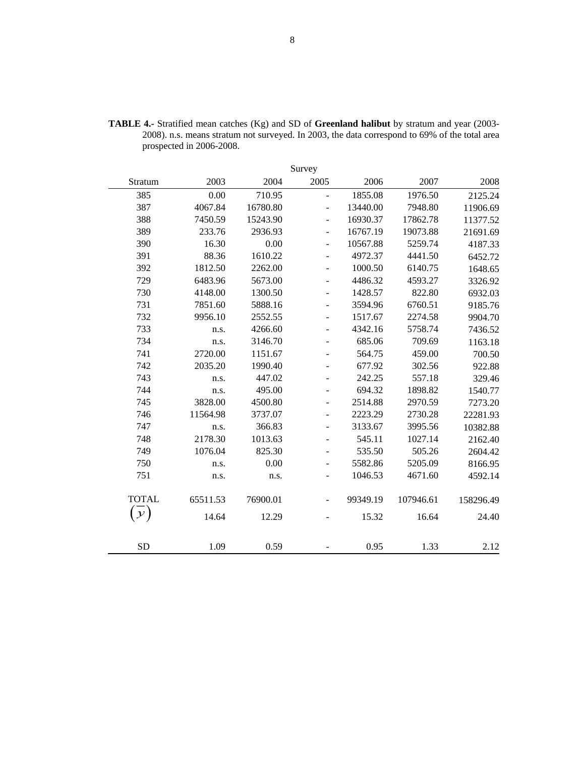**TABLE 4.-** Stratified mean catches (Kg) and SD of **Greenland halibut** by stratum and year (2003-2008). n.s. means stratum not surveyed. In 2003, the data correspond to 69% of the total area prospected in 2006-2008.

| | Survey | | | | | |
|---|---|---|---|---|---|---|
| Stratum | 2003 | 2004 | 2005 | 2006 | 2007 | 2008 |
| 385 | 0.00 | 710.95 | - | 1855.08 | 1976.50 | 2125.24 |
| 387 | 4067.84 | 16780.80 | - | 13440.00 | 7948.80 | 11906.69 |
| 388 | 7450.59 | 15243.90 | - | 16930.37 | 17862.78 | 11377.52 |
| 389 | 233.76 | 2936.93 | - | 16767.19 | 19073.88 | 21691.69 |
| 390 | 16.30 | 0.00 | - | 10567.88 | 5259.74 | 4187.33 |
| 391 | 88.36 | 1610.22 | - | 4972.37 | 4441.50 | 6452.72 |
| 392 | 1812.50 | 2262.00 | - | 1000.50 | 6140.75 | 1648.65 |
| 729 | 6483.96 | 5673.00 | - | 4486.32 | 4593.27 | 3326.92 |
| 730 | 4148.00 | 1300.50 | - | 1428.57 | 822.80 | 6932.03 |
| 731 | 7851.60 | 5888.16 | - | 3594.96 | 6760.51 | 9185.76 |
| 732 | 9956.10 | 2552.55 | - | 1517.67 | 2274.58 | 9904.70 |
| 733 | n.s. | 4266.60 | - | 4342.16 | 5758.74 | 7436.52 |
| 734 | n.s. | 3146.70 | - | 685.06 | 709.69 | 1163.18 |
| 741 | 2720.00 | 1151.67 | - | 564.75 | 459.00 | 700.50 |
| 742 | 2035.20 | 1990.40 | - | 677.92 | 302.56 | 922.88 |
| 743 | n.s. | 447.02 | - | 242.25 | 557.18 | 329.46 |
| 744 | n.s. | 495.00 | - | 694.32 | 1898.82 | 1540.77 |
| 745 | 3828.00 | 4500.80 | - | 2514.88 | 2970.59 | 7273.20 |
| 746 | 11564.98 | 3737.07 | - | 2223.29 | 2730.28 | 22281.93 |
| 747 | n.s. | 366.83 | - | 3133.67 | 3995.56 | 10382.88 |
| 748 | 2178.30 | 1013.63 | - | 545.11 | 1027.14 | 2162.40 |
| 749 | 1076.04 | 825.30 | - | 535.50 | 505.26 | 2604.42 |
| 750 | n.s. | 0.00 | - | 5582.86 | 5205.09 | 8166.95 |
| 751 | n.s. | n.s. | - | 1046.53 | 4671.60 | 4592.14 |
| TOTAL | 65511.53 | 76900.01 | - | 99349.19 | 107946.61 | 158296.49 |
| $\left(\overline{y}\right)$ | 14.64 | 12.29 | - | 15.32 | 16.64 | 24.40 |
| SD | 1.09 | 0.59 | - | 0.95 | 1.33 | 2.12 |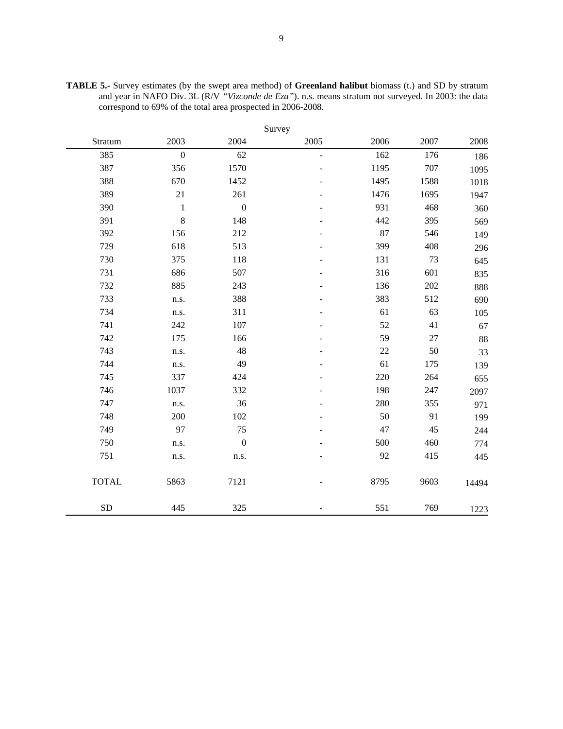**TABLE 5.-** Survey estimates (by the swept area method) of **Greenland halibut** biomass (t.) and SD by stratum and year in NAFO Div. 3L (R/V *"Vizconde de Eza"*). n.s. means stratum not surveyed. In 2003: the data correspond to 69% of the total area prospected in 2006-2008.

| | Survey | | | | | |
|---|---|---|---|---|---|---|
| Stratum | 2003 | 2004 | 2005 | 2006 | 2007 | 2008 |
| 385 | 0 | 62 | - | 162 | 176 | 186 |
| 387 | 356 | 1570 | - | 1195 | 707 | 1095 |
| 388 | 670 | 1452 | - | 1495 | 1588 | 1018 |
| 389 | 21 | 261 | - | 1476 | 1695 | 1947 |
| 390 | 1 | 0 | - | 931 | 468 | 360 |
| 391 | 8 | 148 | - | 442 | 395 | 569 |
| 392 | 156 | 212 | - | 87 | 546 | 149 |
| 729 | 618 | 513 | - | 399 | 408 | 296 |
| 730 | 375 | 118 | - | 131 | 73 | 645 |
| 731 | 686 | 507 | - | 316 | 601 | 835 |
| 732 | 885 | 243 | - | 136 | 202 | 888 |
| 733 | n.s. | 388 | - | 383 | 512 | 690 |
| 734 | n.s. | 311 | - | 61 | 63 | 105 |
| 741 | 242 | 107 | - | 52 | 41 | 67 |
| 742 | 175 | 166 | - | 59 | 27 | 88 |
| 743 | n.s. | 48 | - | 22 | 50 | 33 |
| 744 | n.s. | 49 | - | 61 | 175 | 139 |
| 745 | 337 | 424 | - | 220 | 264 | 655 |
| 746 | 1037 | 332 | - | 198 | 247 | 2097 |
| 747 | n.s. | 36 | - | 280 | 355 | 971 |
| 748 | 200 | 102 | - | 50 | 91 | 199 |
| 749 | 97 | 75 | - | 47 | 45 | 244 |
| 750 | n.s. | 0 | - | 500 | 460 | 774 |
| 751 | n.s. | n.s. | - | 92 | 415 | 445 |
| TOTAL | 5863 | 7121 | - | 8795 | 9603 | 14494 |
| SD | 445 | 325 | - | 551 | 769 | 1223 |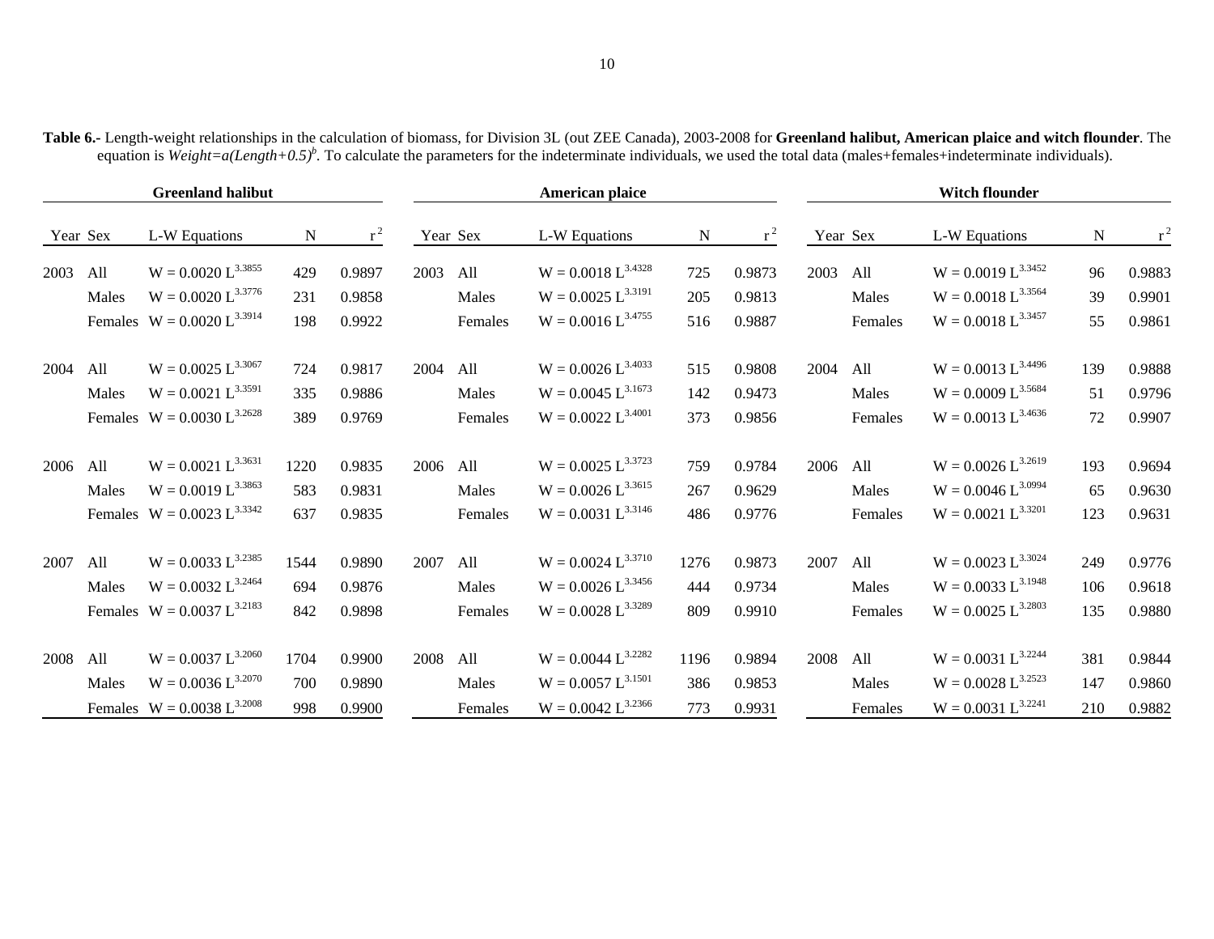**Table 6.-** Length-weight relationships in the calculation of biomass, for Division 3L (out ZEE Canada), 2003-2008 for **Greenland halibut, American plaice and witch flounder**. The equation is $Weight=a(Length+0.5)^b$. To calculate the parameters for the indeterminate individuals, we used the total data (males+females+indeterminate individuals).

| Greenland halibut | | | | | American plaice | | | | | Witch flounder | | | | |
|---|---|---|---|---|---|---|---|---|---|---|---|---|---|---|
| Year | Sex | L-W Equations | N | $r^2$ | Year | Sex | L-W Equations | N | $r^2$ | Year | Sex | L-W Equations | N | $r^2$ |
| 2003 | All | $W = 0.0020\ L^{3.3855}$ | 429 | 0.9897 | 2003 | All | $W = 0.0018\ L^{3.4328}$ | 725 | 0.9873 | 2003 | All | $W = 0.0019\ L^{3.3452}$ | 96 | 0.9883 |
| | Males | $W = 0.0020\ L^{3.3776}$ | 231 | 0.9858 | | Males | $W = 0.0025\ L^{3.3191}$ | 205 | 0.9813 | | Males | $W = 0.0018\ L^{3.3564}$ | 39 | 0.9901 |
| | Females | $W = 0.0020\ L^{3.3914}$ | 198 | 0.9922 | | Females | $W = 0.0016\ L^{3.4755}$ | 516 | 0.9887 | | Females | $W = 0.0018\ L^{3.3457}$ | 55 | 0.9861 |
| 2004 | All | $W = 0.0025\ L^{3.3067}$ | 724 | 0.9817 | 2004 | All | $W = 0.0026\ L^{3.4033}$ | 515 | 0.9808 | 2004 | All | $W = 0.0013\ L^{3.4496}$ | 139 | 0.9888 |
| | Males | $W = 0.0021\ L^{3.3591}$ | 335 | 0.9886 | | Males | $W = 0.0045\ L^{3.1673}$ | 142 | 0.9473 | | Males | $W = 0.0009\ L^{3.5684}$ | 51 | 0.9796 |
| | Females | $W = 0.0030\ L^{3.2628}$ | 389 | 0.9769 | | Females | $W = 0.0022\ L^{3.4001}$ | 373 | 0.9856 | | Females | $W = 0.0013\ L^{3.4636}$ | 72 | 0.9907 |
| 2006 | All | $W = 0.0021\ L^{3.3631}$ | 1220 | 0.9835 | 2006 | All | $W = 0.0025\ L^{3.3723}$ | 759 | 0.9784 | 2006 | All | $W = 0.0026\ L^{3.2619}$ | 193 | 0.9694 |
| | Males | $W = 0.0019\ L^{3.3863}$ | 583 | 0.9831 | | Males | $W = 0.0026\ L^{3.3615}$ | 267 | 0.9629 | | Males | $W = 0.0046\ L^{3.0994}$ | 65 | 0.9630 |
| | Females | $W = 0.0023\ L^{3.3342}$ | 637 | 0.9835 | | Females | $W = 0.0031\ L^{3.3146}$ | 486 | 0.9776 | | Females | $W = 0.0021\ L^{3.3201}$ | 123 | 0.9631 |
| 2007 | All | $W = 0.0033\ L^{3.2385}$ | 1544 | 0.9890 | 2007 | All | $W = 0.0024\ L^{3.3710}$ | 1276 | 0.9873 | 2007 | All | $W = 0.0023\ L^{3.3024}$ | 249 | 0.9776 |
| | Males | $W = 0.0032\ L^{3.2464}$ | 694 | 0.9876 | | Males | $W = 0.0026\ L^{3.3456}$ | 444 | 0.9734 | | Males | $W = 0.0033\ L^{3.1948}$ | 106 | 0.9618 |
| | Females | $W = 0.0037\ L^{3.2183}$ | 842 | 0.9898 | | Females | $W = 0.0028\ L^{3.3289}$ | 809 | 0.9910 | | Females | $W = 0.0025\ L^{3.2803}$ | 135 | 0.9880 |
| 2008 | All | $W = 0.0037\ L^{3.2060}$ | 1704 | 0.9900 | 2008 | All | $W = 0.0044\ L^{3.2282}$ | 1196 | 0.9894 | 2008 | All | $W = 0.0031\ L^{3.2244}$ | 381 | 0.9844 |
| | Males | $W = 0.0036\ L^{3.2070}$ | 700 | 0.9890 | | Males | $W = 0.0057\ L^{3.1501}$ | 386 | 0.9853 | | Males | $W = 0.0028\ L^{3.2523}$ | 147 | 0.9860 |
| | Females | $W = 0.0038\ L^{3.2008}$ | 998 | 0.9900 | | Females | $W = 0.0042\ L^{3.2366}$ | 773 | 0.9931 | | Females | $W = 0.0031\ L^{3.2241}$ | 210 | 0.9882 |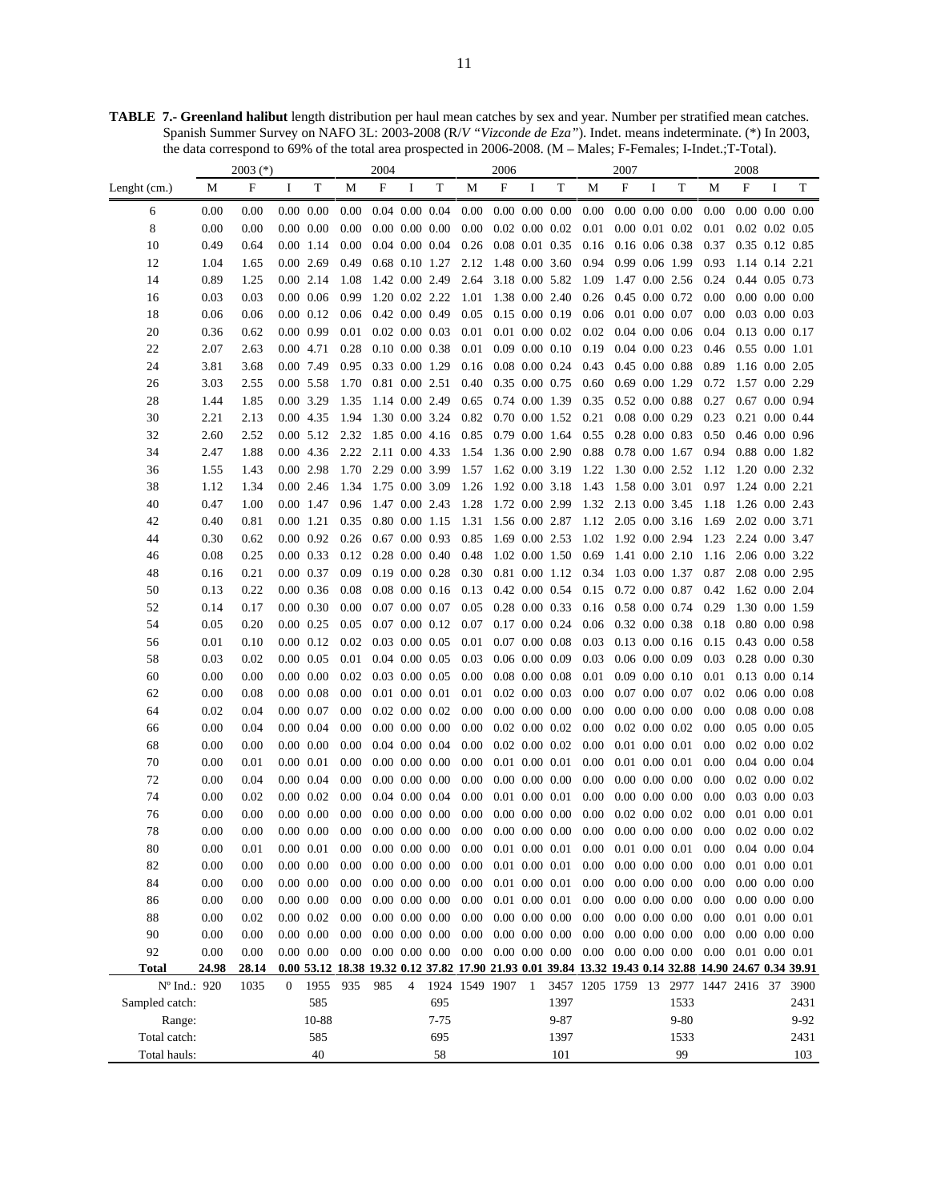**TABLE 7.- Greenland halibut** length distribution per haul mean catches by sex and year. Number per stratified mean catches. Spanish Summer Survey on NAFO 3L: 2003-2008 (R/*V "Vizconde de Eza"*). Indet. means indeterminate. (*) In 2003, the data correspond to 69% of the total area prospected in 2006-2008. (M – Males; F-Females; I-Indet.;T-Total).

| | 2003 (*) | | | | 2004 | | | | 2006 | | | | 2007 | | | | 2008 | | | |
|---|---|---|---|---|---|---|---|---|---|---|---|---|---|---|---|---|---|---|---|---|
| Lenght (cm.) | M | F | I | T | M | F | I | T | M | F | I | T | M | F | I | T | M | F | I | T |
| 6 | 0.00 | 0.00 | 0.00 | 0.00 | 0.00 | 0.04 | 0.00 | 0.04 | 0.00 | 0.00 | 0.00 | 0.00 | 0.00 | 0.00 | 0.00 | 0.00 | 0.00 | 0.00 | 0.00 | 0.00 |
| 8 | 0.00 | 0.00 | 0.00 | 0.00 | 0.00 | 0.00 | 0.00 | 0.00 | 0.00 | 0.02 | 0.00 | 0.02 | 0.01 | 0.00 | 0.01 | 0.02 | 0.01 | 0.02 | 0.02 | 0.05 |
| 10 | 0.49 | 0.64 | 0.00 | 1.14 | 0.00 | 0.04 | 0.00 | 0.04 | 0.26 | 0.08 | 0.01 | 0.35 | 0.16 | 0.16 | 0.06 | 0.38 | 0.37 | 0.35 | 0.12 | 0.85 |
| 12 | 1.04 | 1.65 | 0.00 | 2.69 | 0.49 | 0.68 | 0.10 | 1.27 | 2.12 | 1.48 | 0.00 | 3.60 | 0.94 | 0.99 | 0.06 | 1.99 | 0.93 | 1.14 | 0.14 | 2.21 |
| 14 | 0.89 | 1.25 | 0.00 | 2.14 | 1.08 | 1.42 | 0.00 | 2.49 | 2.64 | 3.18 | 0.00 | 5.82 | 1.09 | 1.47 | 0.00 | 2.56 | 0.24 | 0.44 | 0.05 | 0.73 |
| 16 | 0.03 | 0.03 | 0.00 | 0.06 | 0.99 | 1.20 | 0.02 | 2.22 | 1.01 | 1.38 | 0.00 | 2.40 | 0.26 | 0.45 | 0.00 | 0.72 | 0.00 | 0.00 | 0.00 | 0.00 |
| 18 | 0.06 | 0.06 | 0.00 | 0.12 | 0.06 | 0.42 | 0.00 | 0.49 | 0.05 | 0.15 | 0.00 | 0.19 | 0.06 | 0.01 | 0.00 | 0.07 | 0.00 | 0.03 | 0.00 | 0.03 |
| 20 | 0.36 | 0.62 | 0.00 | 0.99 | 0.01 | 0.02 | 0.00 | 0.03 | 0.01 | 0.01 | 0.00 | 0.02 | 0.02 | 0.04 | 0.00 | 0.06 | 0.04 | 0.13 | 0.00 | 0.17 |
| 22 | 2.07 | 2.63 | 0.00 | 4.71 | 0.28 | 0.10 | 0.00 | 0.38 | 0.01 | 0.09 | 0.00 | 0.10 | 0.19 | 0.04 | 0.00 | 0.23 | 0.46 | 0.55 | 0.00 | 1.01 |
| 24 | 3.81 | 3.68 | 0.00 | 7.49 | 0.95 | 0.33 | 0.00 | 1.29 | 0.16 | 0.08 | 0.00 | 0.24 | 0.43 | 0.45 | 0.00 | 0.88 | 0.89 | 1.16 | 0.00 | 2.05 |
| 26 | 3.03 | 2.55 | 0.00 | 5.58 | 1.70 | 0.81 | 0.00 | 2.51 | 0.40 | 0.35 | 0.00 | 0.75 | 0.60 | 0.69 | 0.00 | 1.29 | 0.72 | 1.57 | 0.00 | 2.29 |
| 28 | 1.44 | 1.85 | 0.00 | 3.29 | 1.35 | 1.14 | 0.00 | 2.49 | 0.65 | 0.74 | 0.00 | 1.39 | 0.35 | 0.52 | 0.00 | 0.88 | 0.27 | 0.67 | 0.00 | 0.94 |
| 30 | 2.21 | 2.13 | 0.00 | 4.35 | 1.94 | 1.30 | 0.00 | 3.24 | 0.82 | 0.70 | 0.00 | 1.52 | 0.21 | 0.08 | 0.00 | 0.29 | 0.23 | 0.21 | 0.00 | 0.44 |
| 32 | 2.60 | 2.52 | 0.00 | 5.12 | 2.32 | 1.85 | 0.00 | 4.16 | 0.85 | 0.79 | 0.00 | 1.64 | 0.55 | 0.28 | 0.00 | 0.83 | 0.50 | 0.46 | 0.00 | 0.96 |
| 34 | 2.47 | 1.88 | 0.00 | 4.36 | 2.22 | 2.11 | 0.00 | 4.33 | 1.54 | 1.36 | 0.00 | 2.90 | 0.88 | 0.78 | 0.00 | 1.67 | 0.94 | 0.88 | 0.00 | 1.82 |
| 36 | 1.55 | 1.43 | 0.00 | 2.98 | 1.70 | 2.29 | 0.00 | 3.99 | 1.57 | 1.62 | 0.00 | 3.19 | 1.22 | 1.30 | 0.00 | 2.52 | 1.12 | 1.20 | 0.00 | 2.32 |
| 38 | 1.12 | 1.34 | 0.00 | 2.46 | 1.34 | 1.75 | 0.00 | 3.09 | 1.26 | 1.92 | 0.00 | 3.18 | 1.43 | 1.58 | 0.00 | 3.01 | 0.97 | 1.24 | 0.00 | 2.21 |
| 40 | 0.47 | 1.00 | 0.00 | 1.47 | 0.96 | 1.47 | 0.00 | 2.43 | 1.28 | 1.72 | 0.00 | 2.99 | 1.32 | 2.13 | 0.00 | 3.45 | 1.18 | 1.26 | 0.00 | 2.43 |
| 42 | 0.40 | 0.81 | 0.00 | 1.21 | 0.35 | 0.80 | 0.00 | 1.15 | 1.31 | 1.56 | 0.00 | 2.87 | 1.12 | 2.05 | 0.00 | 3.16 | 1.69 | 2.02 | 0.00 | 3.71 |
| 44 | 0.30 | 0.62 | 0.00 | 0.92 | 0.26 | 0.67 | 0.00 | 0.93 | 0.85 | 1.69 | 0.00 | 2.53 | 1.02 | 1.92 | 0.00 | 2.94 | 1.23 | 2.24 | 0.00 | 3.47 |
| 46 | 0.08 | 0.25 | 0.00 | 0.33 | 0.12 | 0.28 | 0.00 | 0.40 | 0.48 | 1.02 | 0.00 | 1.50 | 0.69 | 1.41 | 0.00 | 2.10 | 1.16 | 2.06 | 0.00 | 3.22 |
| 48 | 0.16 | 0.21 | 0.00 | 0.37 | 0.09 | 0.19 | 0.00 | 0.28 | 0.30 | 0.81 | 0.00 | 1.12 | 0.34 | 1.03 | 0.00 | 1.37 | 0.87 | 2.08 | 0.00 | 2.95 |
| 50 | 0.13 | 0.22 | 0.00 | 0.36 | 0.08 | 0.08 | 0.00 | 0.16 | 0.13 | 0.42 | 0.00 | 0.54 | 0.15 | 0.72 | 0.00 | 0.87 | 0.42 | 1.62 | 0.00 | 2.04 |
| 52 | 0.14 | 0.17 | 0.00 | 0.30 | 0.00 | 0.07 | 0.00 | 0.07 | 0.05 | 0.28 | 0.00 | 0.33 | 0.16 | 0.58 | 0.00 | 0.74 | 0.29 | 1.30 | 0.00 | 1.59 |
| 54 | 0.05 | 0.20 | 0.00 | 0.25 | 0.05 | 0.07 | 0.00 | 0.12 | 0.07 | 0.17 | 0.00 | 0.24 | 0.06 | 0.32 | 0.00 | 0.38 | 0.18 | 0.80 | 0.00 | 0.98 |
| 56 | 0.01 | 0.10 | 0.00 | 0.12 | 0.02 | 0.03 | 0.00 | 0.05 | 0.01 | 0.07 | 0.00 | 0.08 | 0.03 | 0.13 | 0.00 | 0.16 | 0.15 | 0.43 | 0.00 | 0.58 |
| 58 | 0.03 | 0.02 | 0.00 | 0.05 | 0.01 | 0.04 | 0.00 | 0.05 | 0.03 | 0.06 | 0.00 | 0.09 | 0.03 | 0.06 | 0.00 | 0.09 | 0.03 | 0.28 | 0.00 | 0.30 |
| 60 | 0.00 | 0.00 | 0.00 | 0.00 | 0.02 | 0.03 | 0.00 | 0.05 | 0.00 | 0.08 | 0.00 | 0.08 | 0.01 | 0.09 | 0.00 | 0.10 | 0.01 | 0.13 | 0.00 | 0.14 |
| 62 | 0.00 | 0.08 | 0.00 | 0.08 | 0.00 | 0.01 | 0.00 | 0.01 | 0.01 | 0.02 | 0.00 | 0.03 | 0.00 | 0.07 | 0.00 | 0.07 | 0.02 | 0.06 | 0.00 | 0.08 |
| 64 | 0.02 | 0.04 | 0.00 | 0.07 | 0.00 | 0.02 | 0.00 | 0.02 | 0.00 | 0.00 | 0.00 | 0.00 | 0.00 | 0.00 | 0.00 | 0.00 | 0.00 | 0.08 | 0.00 | 0.08 |
| 66 | 0.00 | 0.04 | 0.00 | 0.04 | 0.00 | 0.00 | 0.00 | 0.00 | 0.00 | 0.02 | 0.00 | 0.02 | 0.00 | 0.02 | 0.00 | 0.02 | 0.00 | 0.05 | 0.00 | 0.05 |
| 68 | 0.00 | 0.00 | 0.00 | 0.00 | 0.00 | 0.04 | 0.00 | 0.04 | 0.00 | 0.02 | 0.00 | 0.02 | 0.00 | 0.01 | 0.00 | 0.01 | 0.00 | 0.02 | 0.00 | 0.02 |
| 70 | 0.00 | 0.01 | 0.00 | 0.01 | 0.00 | 0.00 | 0.00 | 0.00 | 0.00 | 0.01 | 0.00 | 0.01 | 0.00 | 0.01 | 0.00 | 0.01 | 0.00 | 0.04 | 0.00 | 0.04 |
| 72 | 0.00 | 0.04 | 0.00 | 0.04 | 0.00 | 0.00 | 0.00 | 0.00 | 0.00 | 0.00 | 0.00 | 0.00 | 0.00 | 0.00 | 0.00 | 0.00 | 0.00 | 0.02 | 0.00 | 0.02 |
| 74 | 0.00 | 0.02 | 0.00 | 0.02 | 0.00 | 0.04 | 0.00 | 0.04 | 0.00 | 0.01 | 0.00 | 0.01 | 0.00 | 0.00 | 0.00 | 0.00 | 0.00 | 0.03 | 0.00 | 0.03 |
| 76 | 0.00 | 0.00 | 0.00 | 0.00 | 0.00 | 0.00 | 0.00 | 0.00 | 0.00 | 0.00 | 0.00 | 0.00 | 0.00 | 0.02 | 0.00 | 0.02 | 0.00 | 0.01 | 0.00 | 0.01 |
| 78 | 0.00 | 0.00 | 0.00 | 0.00 | 0.00 | 0.00 | 0.00 | 0.00 | 0.00 | 0.00 | 0.00 | 0.00 | 0.00 | 0.00 | 0.00 | 0.00 | 0.00 | 0.02 | 0.00 | 0.02 |
| 80 | 0.00 | 0.01 | 0.00 | 0.01 | 0.00 | 0.00 | 0.00 | 0.00 | 0.00 | 0.01 | 0.00 | 0.01 | 0.00 | 0.01 | 0.00 | 0.01 | 0.00 | 0.04 | 0.00 | 0.04 |
| 82 | 0.00 | 0.00 | 0.00 | 0.00 | 0.00 | 0.00 | 0.00 | 0.00 | 0.00 | 0.01 | 0.00 | 0.01 | 0.00 | 0.00 | 0.00 | 0.00 | 0.00 | 0.01 | 0.00 | 0.01 |
| 84 | 0.00 | 0.00 | 0.00 | 0.00 | 0.00 | 0.00 | 0.00 | 0.00 | 0.00 | 0.01 | 0.00 | 0.01 | 0.00 | 0.00 | 0.00 | 0.00 | 0.00 | 0.00 | 0.00 | 0.00 |
| 86 | 0.00 | 0.00 | 0.00 | 0.00 | 0.00 | 0.00 | 0.00 | 0.00 | 0.00 | 0.01 | 0.00 | 0.01 | 0.00 | 0.00 | 0.00 | 0.00 | 0.00 | 0.00 | 0.00 | 0.00 |
| 88 | 0.00 | 0.02 | 0.00 | 0.02 | 0.00 | 0.00 | 0.00 | 0.00 | 0.00 | 0.00 | 0.00 | 0.00 | 0.00 | 0.00 | 0.00 | 0.00 | 0.00 | 0.01 | 0.00 | 0.01 |
| 90 | 0.00 | 0.00 | 0.00 | 0.00 | 0.00 | 0.00 | 0.00 | 0.00 | 0.00 | 0.00 | 0.00 | 0.00 | 0.00 | 0.00 | 0.00 | 0.00 | 0.00 | 0.00 | 0.00 | 0.00 |
| 92 | 0.00 | 0.00 | 0.00 | 0.00 | 0.00 | 0.00 | 0.00 | 0.00 | 0.00 | 0.00 | 0.00 | 0.00 | 0.00 | 0.00 | 0.00 | 0.00 | 0.00 | 0.01 | 0.00 | 0.01 |
| **Total** | **24.98** | **28.14** | **0.00** | **53.12** | **18.38** | **19.32** | **0.12** | **37.82** | **17.90** | **21.93** | **0.01** | **39.84** | **13.32** | **19.43** | **0.14** | **32.88** | **14.90** | **24.67** | **0.34** | **39.91** |
| Nº Ind.: | 920 | 1035 | 0 | 1955 | 935 | 985 | 4 | 1924 | 1549 | 1907 | 1 | 3457 | 1205 | 1759 | 13 | 2977 | 1447 | 2416 | 37 | 3900 |
| Sampled catch: | | | | 585 | | | | 695 | | | | 1397 | | | | 1533 | | | | 2431 |
| Range: | | | | 10-88 | | | | 7-75 | | | | 9-87 | | | | 9-80 | | | | 9-92 |
| Total catch: | | | | 585 | | | | 695 | | | | 1397 | | | | 1533 | | | | 2431 |
| Total hauls: | | | | 40 | | | | 58 | | | | 101 | | | | 99 | | | | 103 |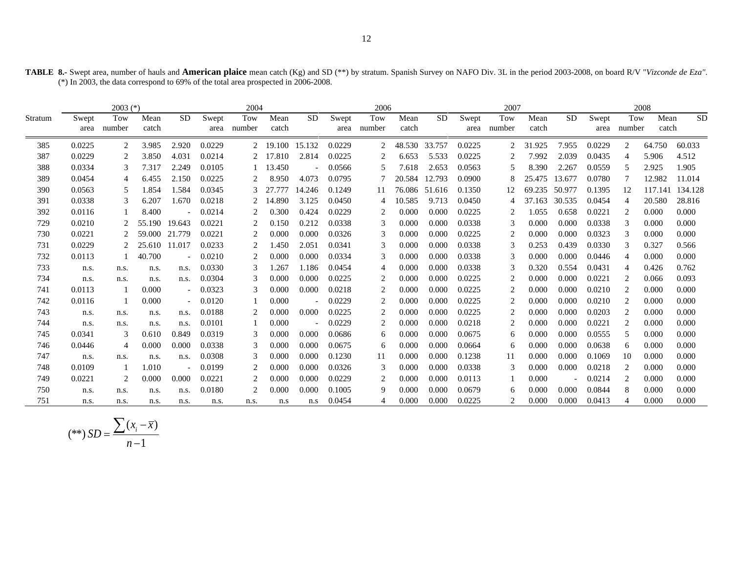**TABLE 8.-** Swept area, number of hauls and **American plaice** mean catch (Kg) and SD (**) by stratum. Spanish Survey on NAFO Div. 3L in the period 2003-2008, on board R/V "*Vizconde de Eza"*.
(*) In 2003, the data correspond to 69% of the total area prospected in 2006-2008.

| Stratum | 2003 (*) | | | | 2004 | | | | 2006 | | | | 2007 | | | | 2008 | | | |
|---|---|---|---|---|---|---|---|---|---|---|---|---|---|---|---|---|---|---|---|---|
| | Swept area | Tow number | Mean catch | SD | Swept area | Tow number | Mean catch | SD | Swept area | Tow number | Mean catch | SD | Swept area | Tow number | Mean catch | SD | Swept area | Tow number | Mean catch | SD |
| 385 | 0.0225 | 2 | 3.985 | 2.920 | 0.0229 | 2 | 19.100 | 15.132 | 0.0229 | 2 | 48.530 | 33.757 | 0.0225 | 2 | 31.925 | 7.955 | 0.0229 | 2 | 64.750 | 60.033 |
| 387 | 0.0229 | 2 | 3.850 | 4.031 | 0.0214 | 2 | 17.810 | 2.814 | 0.0225 | 2 | 6.653 | 5.533 | 0.0225 | 2 | 7.992 | 2.039 | 0.0435 | 4 | 5.906 | 4.512 |
| 388 | 0.0334 | 3 | 7.317 | 2.249 | 0.0105 | 1 | 13.450 | - | 0.0566 | 5 | 7.618 | 2.653 | 0.0563 | 5 | 8.390 | 2.267 | 0.0559 | 5 | 2.925 | 1.905 |
| 389 | 0.0454 | 4 | 6.455 | 2.150 | 0.0225 | 2 | 8.950 | 4.073 | 0.0795 | 7 | 20.584 | 12.793 | 0.0900 | 8 | 25.475 | 13.677 | 0.0780 | 7 | 12.982 | 11.014 |
| 390 | 0.0563 | 5 | 1.854 | 1.584 | 0.0345 | 3 | 27.777 | 14.246 | 0.1249 | 11 | 76.086 | 51.616 | 0.1350 | 12 | 69.235 | 50.977 | 0.1395 | 12 | 117.141 | 134.128 |
| 391 | 0.0338 | 3 | 6.207 | 1.670 | 0.0218 | 2 | 14.890 | 3.125 | 0.0450 | 4 | 10.585 | 9.713 | 0.0450 | 4 | 37.163 | 30.535 | 0.0454 | 4 | 20.580 | 28.816 |
| 392 | 0.0116 | 1 | 8.400 | - | 0.0214 | 2 | 0.300 | 0.424 | 0.0229 | 2 | 0.000 | 0.000 | 0.0225 | 2 | 1.055 | 0.658 | 0.0221 | 2 | 0.000 | 0.000 |
| 729 | 0.0210 | 2 | 55.190 | 19.643 | 0.0221 | 2 | 0.150 | 0.212 | 0.0338 | 3 | 0.000 | 0.000 | 0.0338 | 3 | 0.000 | 0.000 | 0.0338 | 3 | 0.000 | 0.000 |
| 730 | 0.0221 | 2 | 59.000 | 21.779 | 0.0221 | 2 | 0.000 | 0.000 | 0.0326 | 3 | 0.000 | 0.000 | 0.0225 | 2 | 0.000 | 0.000 | 0.0323 | 3 | 0.000 | 0.000 |
| 731 | 0.0229 | 2 | 25.610 | 11.017 | 0.0233 | 2 | 1.450 | 2.051 | 0.0341 | 3 | 0.000 | 0.000 | 0.0338 | 3 | 0.253 | 0.439 | 0.0330 | 3 | 0.327 | 0.566 |
| 732 | 0.0113 | 1 | 40.700 | - | 0.0210 | 2 | 0.000 | 0.000 | 0.0334 | 3 | 0.000 | 0.000 | 0.0338 | 3 | 0.000 | 0.000 | 0.0446 | 4 | 0.000 | 0.000 |
| 733 | n.s. | n.s. | n.s. | n.s. | 0.0330 | 3 | 1.267 | 1.186 | 0.0454 | 4 | 0.000 | 0.000 | 0.0338 | 3 | 0.320 | 0.554 | 0.0431 | 4 | 0.426 | 0.762 |
| 734 | n.s. | n.s. | n.s. | n.s. | 0.0304 | 3 | 0.000 | 0.000 | 0.0225 | 2 | 0.000 | 0.000 | 0.0225 | 2 | 0.000 | 0.000 | 0.0221 | 2 | 0.066 | 0.093 |
| 741 | 0.0113 | 1 | 0.000 | - | 0.0323 | 3 | 0.000 | 0.000 | 0.0218 | 2 | 0.000 | 0.000 | 0.0225 | 2 | 0.000 | 0.000 | 0.0210 | 2 | 0.000 | 0.000 |
| 742 | 0.0116 | 1 | 0.000 | - | 0.0120 | 1 | 0.000 | - | 0.0229 | 2 | 0.000 | 0.000 | 0.0225 | 2 | 0.000 | 0.000 | 0.0210 | 2 | 0.000 | 0.000 |
| 743 | n.s. | n.s. | n.s. | n.s. | 0.0188 | 2 | 0.000 | 0.000 | 0.0225 | 2 | 0.000 | 0.000 | 0.0225 | 2 | 0.000 | 0.000 | 0.0203 | 2 | 0.000 | 0.000 |
| 744 | n.s. | n.s. | n.s. | n.s. | 0.0101 | 1 | 0.000 | - | 0.0229 | 2 | 0.000 | 0.000 | 0.0218 | 2 | 0.000 | 0.000 | 0.0221 | 2 | 0.000 | 0.000 |
| 745 | 0.0341 | 3 | 0.610 | 0.849 | 0.0319 | 3 | 0.000 | 0.000 | 0.0686 | 6 | 0.000 | 0.000 | 0.0675 | 6 | 0.000 | 0.000 | 0.0555 | 5 | 0.000 | 0.000 |
| 746 | 0.0446 | 4 | 0.000 | 0.000 | 0.0338 | 3 | 0.000 | 0.000 | 0.0675 | 6 | 0.000 | 0.000 | 0.0664 | 6 | 0.000 | 0.000 | 0.0638 | 6 | 0.000 | 0.000 |
| 747 | n.s. | n.s. | n.s. | n.s. | 0.0308 | 3 | 0.000 | 0.000 | 0.1230 | 11 | 0.000 | 0.000 | 0.1238 | 11 | 0.000 | 0.000 | 0.1069 | 10 | 0.000 | 0.000 |
| 748 | 0.0109 | 1 | 1.010 | - | 0.0199 | 2 | 0.000 | 0.000 | 0.0326 | 3 | 0.000 | 0.000 | 0.0338 | 3 | 0.000 | 0.000 | 0.0218 | 2 | 0.000 | 0.000 |
| 749 | 0.0221 | 2 | 0.000 | 0.000 | 0.0221 | 2 | 0.000 | 0.000 | 0.0229 | 2 | 0.000 | 0.000 | 0.0113 | 1 | 0.000 | - | 0.0214 | 2 | 0.000 | 0.000 |
| 750 | n.s. | n.s. | n.s. | n.s. | 0.0180 | 2 | 0.000 | 0.000 | 0.1005 | 9 | 0.000 | 0.000 | 0.0679 | 6 | 0.000 | 0.000 | 0.0844 | 8 | 0.000 | 0.000 |
| 751 | n.s. | n.s. | n.s. | n.s. | n.s. | n.s. | n.s | n.s | 0.0454 | 4 | 0.000 | 0.000 | 0.0225 | 2 | 0.000 | 0.000 | 0.0413 | 4 | 0.000 | 0.000 |

$$(**)\ SD = \frac{\sum (x_i - \overline{x})}{n-1}$$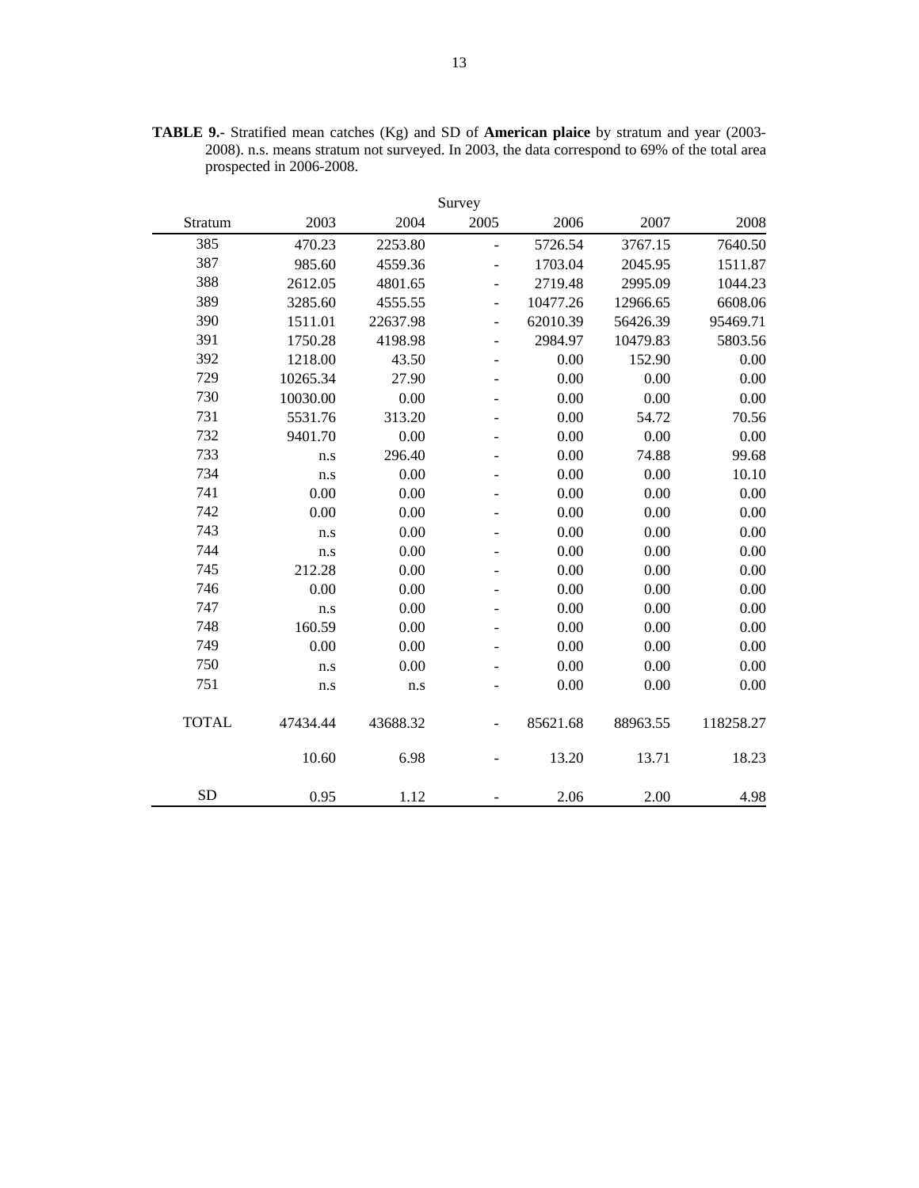**TABLE 9.-** Stratified mean catches (Kg) and SD of **American plaice** by stratum and year (2003-2008). n.s. means stratum not surveyed. In 2003, the data correspond to 69% of the total area prospected in 2006-2008.

| | Survey | | | | | |
|---|---|---|---|---|---|---|
| Stratum | 2003 | 2004 | 2005 | 2006 | 2007 | 2008 |
| 385 | 470.23 | 2253.80 | - | 5726.54 | 3767.15 | 7640.50 |
| 387 | 985.60 | 4559.36 | - | 1703.04 | 2045.95 | 1511.87 |
| 388 | 2612.05 | 4801.65 | - | 2719.48 | 2995.09 | 1044.23 |
| 389 | 3285.60 | 4555.55 | - | 10477.26 | 12966.65 | 6608.06 |
| 390 | 1511.01 | 22637.98 | - | 62010.39 | 56426.39 | 95469.71 |
| 391 | 1750.28 | 4198.98 | - | 2984.97 | 10479.83 | 5803.56 |
| 392 | 1218.00 | 43.50 | - | 0.00 | 152.90 | 0.00 |
| 729 | 10265.34 | 27.90 | - | 0.00 | 0.00 | 0.00 |
| 730 | 10030.00 | 0.00 | - | 0.00 | 0.00 | 0.00 |
| 731 | 5531.76 | 313.20 | - | 0.00 | 54.72 | 70.56 |
| 732 | 9401.70 | 0.00 | - | 0.00 | 0.00 | 0.00 |
| 733 | n.s | 296.40 | - | 0.00 | 74.88 | 99.68 |
| 734 | n.s | 0.00 | - | 0.00 | 0.00 | 10.10 |
| 741 | 0.00 | 0.00 | - | 0.00 | 0.00 | 0.00 |
| 742 | 0.00 | 0.00 | - | 0.00 | 0.00 | 0.00 |
| 743 | n.s | 0.00 | - | 0.00 | 0.00 | 0.00 |
| 744 | n.s | 0.00 | - | 0.00 | 0.00 | 0.00 |
| 745 | 212.28 | 0.00 | - | 0.00 | 0.00 | 0.00 |
| 746 | 0.00 | 0.00 | - | 0.00 | 0.00 | 0.00 |
| 747 | n.s | 0.00 | - | 0.00 | 0.00 | 0.00 |
| 748 | 160.59 | 0.00 | - | 0.00 | 0.00 | 0.00 |
| 749 | 0.00 | 0.00 | - | 0.00 | 0.00 | 0.00 |
| 750 | n.s | 0.00 | - | 0.00 | 0.00 | 0.00 |
| 751 | n.s | n.s | - | 0.00 | 0.00 | 0.00 |
| TOTAL | 47434.44 | 43688.32 | - | 85621.68 | 88963.55 | 118258.27 |
| | 10.60 | 6.98 | - | 13.20 | 13.71 | 18.23 |
| SD | 0.95 | 1.12 | - | 2.06 | 2.00 | 4.98 |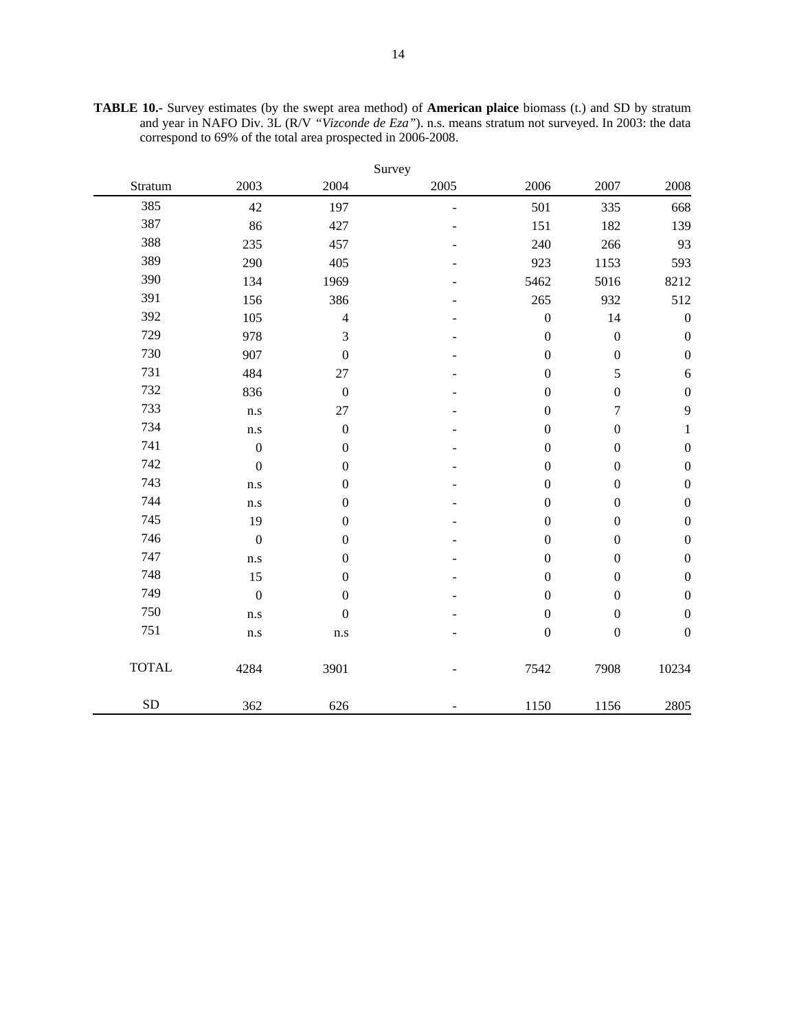**TABLE 10.-** Survey estimates (by the swept area method) of **American plaice** biomass (t.) and SD by stratum and year in NAFO Div. 3L (R/V *"Vizconde de Eza"*). n.s. means stratum not surveyed. In 2003: the data correspond to 69% of the total area prospected in 2006-2008.

| | Survey | | | | | |
|---|---|---|---|---|---|---|
| Stratum | 2003 | 2004 | 2005 | 2006 | 2007 | 2008 |
| 385 | 42 | 197 | - | 501 | 335 | 668 |
| 387 | 86 | 427 | - | 151 | 182 | 139 |
| 388 | 235 | 457 | - | 240 | 266 | 93 |
| 389 | 290 | 405 | - | 923 | 1153 | 593 |
| 390 | 134 | 1969 | - | 5462 | 5016 | 8212 |
| 391 | 156 | 386 | - | 265 | 932 | 512 |
| 392 | 105 | 4 | - | 0 | 14 | 0 |
| 729 | 978 | 3 | - | 0 | 0 | 0 |
| 730 | 907 | 0 | - | 0 | 0 | 0 |
| 731 | 484 | 27 | - | 0 | 5 | 6 |
| 732 | 836 | 0 | - | 0 | 0 | 0 |
| 733 | n.s | 27 | - | 0 | 7 | 9 |
| 734 | n.s | 0 | - | 0 | 0 | 1 |
| 741 | 0 | 0 | - | 0 | 0 | 0 |
| 742 | 0 | 0 | - | 0 | 0 | 0 |
| 743 | n.s | 0 | - | 0 | 0 | 0 |
| 744 | n.s | 0 | - | 0 | 0 | 0 |
| 745 | 19 | 0 | - | 0 | 0 | 0 |
| 746 | 0 | 0 | - | 0 | 0 | 0 |
| 747 | n.s | 0 | - | 0 | 0 | 0 |
| 748 | 15 | 0 | - | 0 | 0 | 0 |
| 749 | 0 | 0 | - | 0 | 0 | 0 |
| 750 | n.s | 0 | - | 0 | 0 | 0 |
| 751 | n.s | n.s | - | 0 | 0 | 0 |
| TOTAL | 4284 | 3901 | - | 7542 | 7908 | 10234 |
| SD | 362 | 626 | - | 1150 | 1156 | 2805 |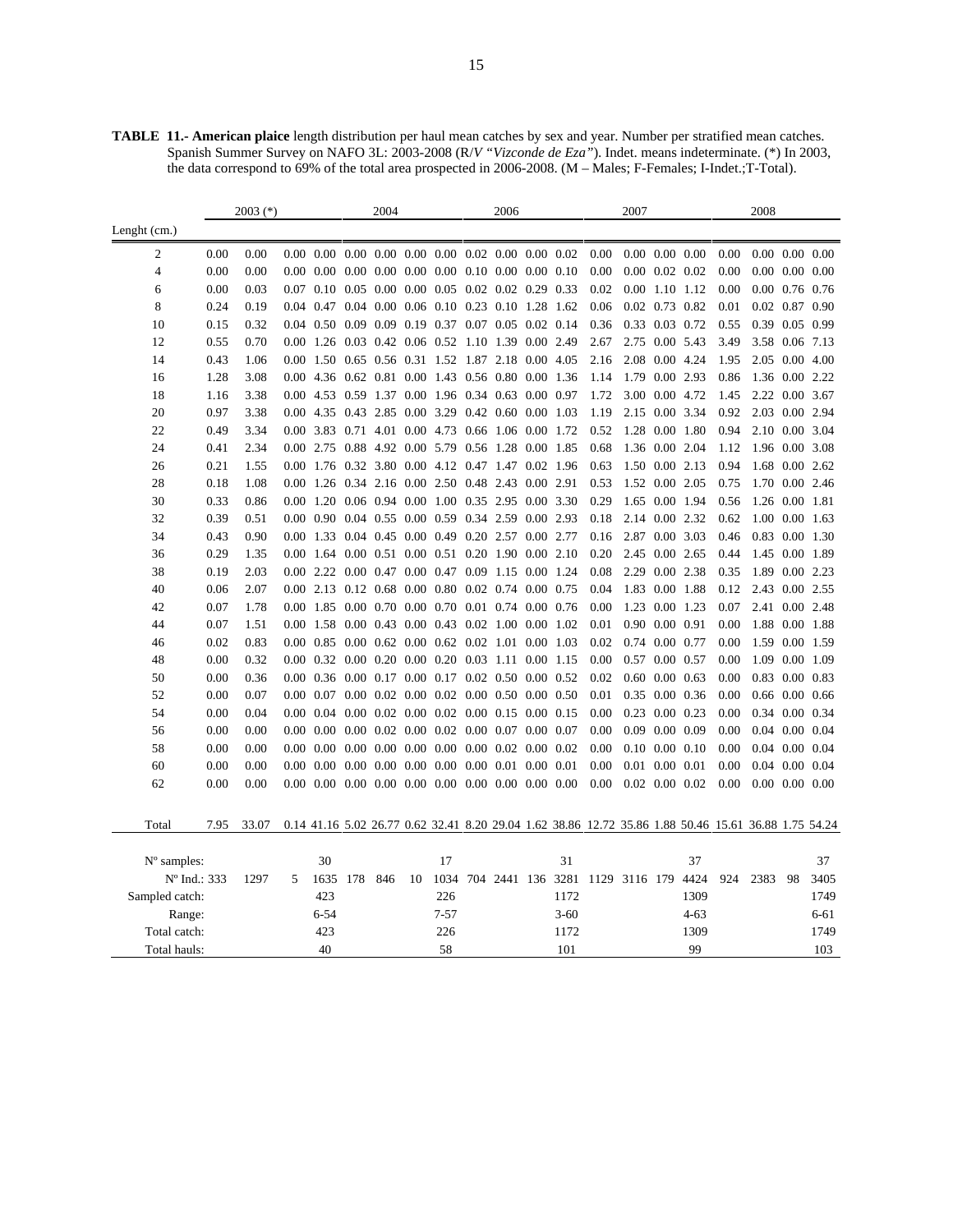**TABLE 11.- American plaice** length distribution per haul mean catches by sex and year. Number per stratified mean catches. Spanish Summer Survey on NAFO 3L: 2003-2008 (R/V *"Vizconde de Eza"*). Indet. means indeterminate. (*) In 2003, the data correspond to 69% of the total area prospected in 2006-2008. (M – Males; F-Females; I-Indet.;T-Total).

| | 2003 (*) | | | | 2004 | | | | 2006 | | | | 2007 | | | | 2008 | | | |
|---|---|---|---|---|---|---|---|---|---|---|---|---|---|---|---|---|---|---|---|---|
| Lenght (cm.) | | | | | | | | | | | | | | | | | | | | |
| 2 | 0.00 | 0.00 | 0.00 | 0.00 | 0.00 | 0.00 | 0.00 | 0.00 | 0.02 | 0.00 | 0.00 | 0.02 | 0.00 | 0.00 | 0.00 | 0.00 | 0.00 | 0.00 | 0.00 | 0.00 |
| 4 | 0.00 | 0.00 | 0.00 | 0.00 | 0.00 | 0.00 | 0.00 | 0.00 | 0.10 | 0.00 | 0.00 | 0.10 | 0.00 | 0.00 | 0.02 | 0.02 | 0.00 | 0.00 | 0.00 | 0.00 |
| 6 | 0.00 | 0.03 | 0.07 | 0.10 | 0.05 | 0.00 | 0.00 | 0.05 | 0.02 | 0.02 | 0.29 | 0.33 | 0.02 | 0.00 | 1.10 | 1.12 | 0.00 | 0.00 | 0.76 | 0.76 |
| 8 | 0.24 | 0.19 | 0.04 | 0.47 | 0.04 | 0.00 | 0.06 | 0.10 | 0.23 | 0.10 | 1.28 | 1.62 | 0.06 | 0.02 | 0.73 | 0.82 | 0.01 | 0.02 | 0.87 | 0.90 |
| 10 | 0.15 | 0.32 | 0.04 | 0.50 | 0.09 | 0.09 | 0.19 | 0.37 | 0.07 | 0.05 | 0.02 | 0.14 | 0.36 | 0.33 | 0.03 | 0.72 | 0.55 | 0.39 | 0.05 | 0.99 |
| 12 | 0.55 | 0.70 | 0.00 | 1.26 | 0.03 | 0.42 | 0.06 | 0.52 | 1.10 | 1.39 | 0.00 | 2.49 | 2.67 | 2.75 | 0.00 | 5.43 | 3.49 | 3.58 | 0.06 | 7.13 |
| 14 | 0.43 | 1.06 | 0.00 | 1.50 | 0.65 | 0.56 | 0.31 | 1.52 | 1.87 | 2.18 | 0.00 | 4.05 | 2.16 | 2.08 | 0.00 | 4.24 | 1.95 | 2.05 | 0.00 | 4.00 |
| 16 | 1.28 | 3.08 | 0.00 | 4.36 | 0.62 | 0.81 | 0.00 | 1.43 | 0.56 | 0.80 | 0.00 | 1.36 | 1.14 | 1.79 | 0.00 | 2.93 | 0.86 | 1.36 | 0.00 | 2.22 |
| 18 | 1.16 | 3.38 | 0.00 | 4.53 | 0.59 | 1.37 | 0.00 | 1.96 | 0.34 | 0.63 | 0.00 | 0.97 | 1.72 | 3.00 | 0.00 | 4.72 | 1.45 | 2.22 | 0.00 | 3.67 |
| 20 | 0.97 | 3.38 | 0.00 | 4.35 | 0.43 | 2.85 | 0.00 | 3.29 | 0.42 | 0.60 | 0.00 | 1.03 | 1.19 | 2.15 | 0.00 | 3.34 | 0.92 | 2.03 | 0.00 | 2.94 |
| 22 | 0.49 | 3.34 | 0.00 | 3.83 | 0.71 | 4.01 | 0.00 | 4.73 | 0.66 | 1.06 | 0.00 | 1.72 | 0.52 | 1.28 | 0.00 | 1.80 | 0.94 | 2.10 | 0.00 | 3.04 |
| 24 | 0.41 | 2.34 | 0.00 | 2.75 | 0.88 | 4.92 | 0.00 | 5.79 | 0.56 | 1.28 | 0.00 | 1.85 | 0.68 | 1.36 | 0.00 | 2.04 | 1.12 | 1.96 | 0.00 | 3.08 |
| 26 | 0.21 | 1.55 | 0.00 | 1.76 | 0.32 | 3.80 | 0.00 | 4.12 | 0.47 | 1.47 | 0.02 | 1.96 | 0.63 | 1.50 | 0.00 | 2.13 | 0.94 | 1.68 | 0.00 | 2.62 |
| 28 | 0.18 | 1.08 | 0.00 | 1.26 | 0.34 | 2.16 | 0.00 | 2.50 | 0.48 | 2.43 | 0.00 | 2.91 | 0.53 | 1.52 | 0.00 | 2.05 | 0.75 | 1.70 | 0.00 | 2.46 |
| 30 | 0.33 | 0.86 | 0.00 | 1.20 | 0.06 | 0.94 | 0.00 | 1.00 | 0.35 | 2.95 | 0.00 | 3.30 | 0.29 | 1.65 | 0.00 | 1.94 | 0.56 | 1.26 | 0.00 | 1.81 |
| 32 | 0.39 | 0.51 | 0.00 | 0.90 | 0.04 | 0.55 | 0.00 | 0.59 | 0.34 | 2.59 | 0.00 | 2.93 | 0.18 | 2.14 | 0.00 | 2.32 | 0.62 | 1.00 | 0.00 | 1.63 |
| 34 | 0.43 | 0.90 | 0.00 | 1.33 | 0.04 | 0.45 | 0.00 | 0.49 | 0.20 | 2.57 | 0.00 | 2.77 | 0.16 | 2.87 | 0.00 | 3.03 | 0.46 | 0.83 | 0.00 | 1.30 |
| 36 | 0.29 | 1.35 | 0.00 | 1.64 | 0.00 | 0.51 | 0.00 | 0.51 | 0.20 | 1.90 | 0.00 | 2.10 | 0.20 | 2.45 | 0.00 | 2.65 | 0.44 | 1.45 | 0.00 | 1.89 |
| 38 | 0.19 | 2.03 | 0.00 | 2.22 | 0.00 | 0.47 | 0.00 | 0.47 | 0.09 | 1.15 | 0.00 | 1.24 | 0.08 | 2.29 | 0.00 | 2.38 | 0.35 | 1.89 | 0.00 | 2.23 |
| 40 | 0.06 | 2.07 | 0.00 | 2.13 | 0.12 | 0.68 | 0.00 | 0.80 | 0.02 | 0.74 | 0.00 | 0.75 | 0.04 | 1.83 | 0.00 | 1.88 | 0.12 | 2.43 | 0.00 | 2.55 |
| 42 | 0.07 | 1.78 | 0.00 | 1.85 | 0.00 | 0.70 | 0.00 | 0.70 | 0.01 | 0.74 | 0.00 | 0.76 | 0.00 | 1.23 | 0.00 | 1.23 | 0.07 | 2.41 | 0.00 | 2.48 |
| 44 | 0.07 | 1.51 | 0.00 | 1.58 | 0.00 | 0.43 | 0.00 | 0.43 | 0.02 | 1.00 | 0.00 | 1.02 | 0.01 | 0.90 | 0.00 | 0.91 | 0.00 | 1.88 | 0.00 | 1.88 |
| 46 | 0.02 | 0.83 | 0.00 | 0.85 | 0.00 | 0.62 | 0.00 | 0.62 | 0.02 | 1.01 | 0.00 | 1.03 | 0.02 | 0.74 | 0.00 | 0.77 | 0.00 | 1.59 | 0.00 | 1.59 |
| 48 | 0.00 | 0.32 | 0.00 | 0.32 | 0.00 | 0.20 | 0.00 | 0.20 | 0.03 | 1.11 | 0.00 | 1.15 | 0.00 | 0.57 | 0.00 | 0.57 | 0.00 | 1.09 | 0.00 | 1.09 |
| 50 | 0.00 | 0.36 | 0.00 | 0.36 | 0.00 | 0.17 | 0.00 | 0.17 | 0.02 | 0.50 | 0.00 | 0.52 | 0.02 | 0.60 | 0.00 | 0.63 | 0.00 | 0.83 | 0.00 | 0.83 |
| 52 | 0.00 | 0.07 | 0.00 | 0.07 | 0.00 | 0.02 | 0.00 | 0.02 | 0.00 | 0.50 | 0.00 | 0.50 | 0.01 | 0.35 | 0.00 | 0.36 | 0.00 | 0.66 | 0.00 | 0.66 |
| 54 | 0.00 | 0.04 | 0.00 | 0.04 | 0.00 | 0.02 | 0.00 | 0.02 | 0.00 | 0.15 | 0.00 | 0.15 | 0.00 | 0.23 | 0.00 | 0.23 | 0.00 | 0.34 | 0.00 | 0.34 |
| 56 | 0.00 | 0.00 | 0.00 | 0.00 | 0.00 | 0.02 | 0.00 | 0.02 | 0.00 | 0.07 | 0.00 | 0.07 | 0.00 | 0.09 | 0.00 | 0.09 | 0.00 | 0.04 | 0.00 | 0.04 |
| 58 | 0.00 | 0.00 | 0.00 | 0.00 | 0.00 | 0.00 | 0.00 | 0.00 | 0.00 | 0.02 | 0.00 | 0.02 | 0.00 | 0.10 | 0.00 | 0.10 | 0.00 | 0.04 | 0.00 | 0.04 |
| 60 | 0.00 | 0.00 | 0.00 | 0.00 | 0.00 | 0.00 | 0.00 | 0.00 | 0.00 | 0.01 | 0.00 | 0.01 | 0.00 | 0.01 | 0.00 | 0.01 | 0.00 | 0.04 | 0.00 | 0.04 |
| 62 | 0.00 | 0.00 | 0.00 | 0.00 | 0.00 | 0.00 | 0.00 | 0.00 | 0.00 | 0.00 | 0.00 | 0.00 | 0.00 | 0.02 | 0.00 | 0.02 | 0.00 | 0.00 | 0.00 | 0.00 |
| Total | 7.95 | 33.07 | 0.14 | 41.16 | 5.02 | 26.77 | 0.62 | 32.41 | 8.20 | 29.04 | 1.62 | 38.86 | 12.72 | 35.86 | 1.88 | 50.46 | 15.61 | 36.88 | 1.75 | 54.24 |
| Nº samples: | | | | 30 | | | | 17 | | | | 31 | | | | 37 | | | | 37 |
| Nº Ind.: | 333 | 1297 | 5 | 1635 | 178 | 846 | 10 | 1034 | 704 | 2441 | 136 | 3281 | 1129 | 3116 | 179 | 4424 | 924 | 2383 | 98 | 3405 |
| Sampled catch: | | | | 423 | | | | 226 | | | | 1172 | | | | 1309 | | | | 1749 |
| Range: | | | | 6-54 | | | | 7-57 | | | | 3-60 | | | | 4-63 | | | | 6-61 |
| Total catch: | | | | 423 | | | | 226 | | | | 1172 | | | | 1309 | | | | 1749 |
| Total hauls: | | | | 40 | | | | 58 | | | | 101 | | | | 99 | | | | 103 |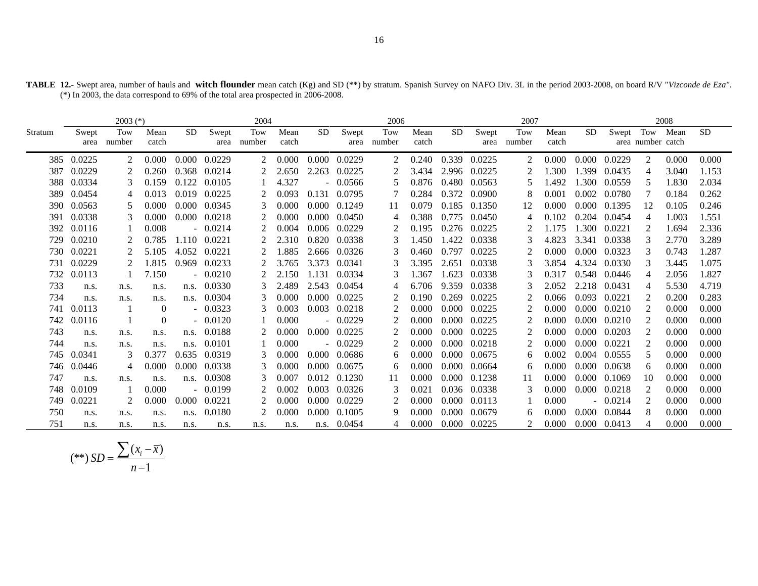**TABLE 12.-** Swept area, number of hauls and **witch flounder** mean catch (Kg) and SD (**) by stratum. Spanish Survey on NAFO Div. 3L in the period 2003-2008, on board R/V "*Vizconde de Eza*". (*) In 2003, the data correspond to 69% of the total area prospected in 2006-2008.

| Stratum | 2003 (*) | | | | 2004 | | | | 2006 | | | | 2007 | | | | 2008 | | | |
|---|---|---|---|---|---|---|---|---|---|---|---|---|---|---|---|---|---|---|---|---|
| | Swept area | Tow number | Mean catch | SD | Swept area | Tow number | Mean catch | SD | Swept area | Tow number | Mean catch | SD | Swept area | Tow number | Mean catch | SD | Swept area | Tow number | Mean catch | SD |
| 385 | 0.0225 | 2 | 0.000 | 0.000 | 0.0229 | 2 | 0.000 | 0.000 | 0.0229 | 2 | 0.240 | 0.339 | 0.0225 | 2 | 0.000 | 0.000 | 0.0229 | 2 | 0.000 | 0.000 |
| 387 | 0.0229 | 2 | 0.260 | 0.368 | 0.0214 | 2 | 2.650 | 2.263 | 0.0225 | 2 | 3.434 | 2.996 | 0.0225 | 2 | 1.300 | 1.399 | 0.0435 | 4 | 3.040 | 1.153 |
| 388 | 0.0334 | 3 | 0.159 | 0.122 | 0.0105 | 1 | 4.327 | - | 0.0566 | 5 | 0.876 | 0.480 | 0.0563 | 5 | 1.492 | 1.300 | 0.0559 | 5 | 1.830 | 2.034 |
| 389 | 0.0454 | 4 | 0.013 | 0.019 | 0.0225 | 2 | 0.093 | 0.131 | 0.0795 | 7 | 0.284 | 0.372 | 0.0900 | 8 | 0.001 | 0.002 | 0.0780 | 7 | 0.184 | 0.262 |
| 390 | 0.0563 | 5 | 0.000 | 0.000 | 0.0345 | 3 | 0.000 | 0.000 | 0.1249 | 11 | 0.079 | 0.185 | 0.1350 | 12 | 0.000 | 0.000 | 0.1395 | 12 | 0.105 | 0.246 |
| 391 | 0.0338 | 3 | 0.000 | 0.000 | 0.0218 | 2 | 0.000 | 0.000 | 0.0450 | 4 | 0.388 | 0.775 | 0.0450 | 4 | 0.102 | 0.204 | 0.0454 | 4 | 1.003 | 1.551 |
| 392 | 0.0116 | 1 | 0.008 | - | 0.0214 | 2 | 0.004 | 0.006 | 0.0229 | 2 | 0.195 | 0.276 | 0.0225 | 2 | 1.175 | 1.300 | 0.0221 | 2 | 1.694 | 2.336 |
| 729 | 0.0210 | 2 | 0.785 | 1.110 | 0.0221 | 2 | 2.310 | 0.820 | 0.0338 | 3 | 1.450 | 1.422 | 0.0338 | 3 | 4.823 | 3.341 | 0.0338 | 3 | 2.770 | 3.289 |
| 730 | 0.0221 | 2 | 5.105 | 4.052 | 0.0221 | 2 | 1.885 | 2.666 | 0.0326 | 3 | 0.460 | 0.797 | 0.0225 | 2 | 0.000 | 0.000 | 0.0323 | 3 | 0.743 | 1.287 |
| 731 | 0.0229 | 2 | 1.815 | 0.969 | 0.0233 | 2 | 3.765 | 3.373 | 0.0341 | 3 | 3.395 | 2.651 | 0.0338 | 3 | 3.854 | 4.324 | 0.0330 | 3 | 3.445 | 1.075 |
| 732 | 0.0113 | 1 | 7.150 | - | 0.0210 | 2 | 2.150 | 1.131 | 0.0334 | 3 | 1.367 | 1.623 | 0.0338 | 3 | 0.317 | 0.548 | 0.0446 | 4 | 2.056 | 1.827 |
| 733 | n.s. | n.s. | n.s. | n.s. | 0.0330 | 3 | 2.489 | 2.543 | 0.0454 | 4 | 6.706 | 9.359 | 0.0338 | 3 | 2.052 | 2.218 | 0.0431 | 4 | 5.530 | 4.719 |
| 734 | n.s. | n.s. | n.s. | n.s. | 0.0304 | 3 | 0.000 | 0.000 | 0.0225 | 2 | 0.190 | 0.269 | 0.0225 | 2 | 0.066 | 0.093 | 0.0221 | 2 | 0.200 | 0.283 |
| 741 | 0.0113 | 1 | 0 | - | 0.0323 | 3 | 0.003 | 0.003 | 0.0218 | 2 | 0.000 | 0.000 | 0.0225 | 2 | 0.000 | 0.000 | 0.0210 | 2 | 0.000 | 0.000 |
| 742 | 0.0116 | 1 | 0 | - | 0.0120 | 1 | 0.000 | - | 0.0229 | 2 | 0.000 | 0.000 | 0.0225 | 2 | 0.000 | 0.000 | 0.0210 | 2 | 0.000 | 0.000 |
| 743 | n.s. | n.s. | n.s. | n.s. | 0.0188 | 2 | 0.000 | 0.000 | 0.0225 | 2 | 0.000 | 0.000 | 0.0225 | 2 | 0.000 | 0.000 | 0.0203 | 2 | 0.000 | 0.000 |
| 744 | n.s. | n.s. | n.s. | n.s. | 0.0101 | 1 | 0.000 | - | 0.0229 | 2 | 0.000 | 0.000 | 0.0218 | 2 | 0.000 | 0.000 | 0.0221 | 2 | 0.000 | 0.000 |
| 745 | 0.0341 | 3 | 0.377 | 0.635 | 0.0319 | 3 | 0.000 | 0.000 | 0.0686 | 6 | 0.000 | 0.000 | 0.0675 | 6 | 0.002 | 0.004 | 0.0555 | 5 | 0.000 | 0.000 |
| 746 | 0.0446 | 4 | 0.000 | 0.000 | 0.0338 | 3 | 0.000 | 0.000 | 0.0675 | 6 | 0.000 | 0.000 | 0.0664 | 6 | 0.000 | 0.000 | 0.0638 | 6 | 0.000 | 0.000 |
| 747 | n.s. | n.s. | n.s. | n.s. | 0.0308 | 3 | 0.007 | 0.012 | 0.1230 | 11 | 0.000 | 0.000 | 0.1238 | 11 | 0.000 | 0.000 | 0.1069 | 10 | 0.000 | 0.000 |
| 748 | 0.0109 | 1 | 0.000 | - | 0.0199 | 2 | 0.002 | 0.003 | 0.0326 | 3 | 0.021 | 0.036 | 0.0338 | 3 | 0.000 | 0.000 | 0.0218 | 2 | 0.000 | 0.000 |
| 749 | 0.0221 | 2 | 0.000 | 0.000 | 0.0221 | 2 | 0.000 | 0.000 | 0.0229 | 2 | 0.000 | 0.000 | 0.0113 | 1 | 0.000 | - | 0.0214 | 2 | 0.000 | 0.000 |
| 750 | n.s. | n.s. | n.s. | n.s. | 0.0180 | 2 | 0.000 | 0.000 | 0.1005 | 9 | 0.000 | 0.000 | 0.0679 | 6 | 0.000 | 0.000 | 0.0844 | 8 | 0.000 | 0.000 |
| 751 | n.s. | n.s. | n.s. | n.s. | n.s. | n.s. | n.s. | n.s. | 0.0454 | 4 | 0.000 | 0.000 | 0.0225 | 2 | 0.000 | 0.000 | 0.0413 | 4 | 0.000 | 0.000 |

$$(**)\ SD = \frac{\sum (x_i - \bar{x})}{n-1}$$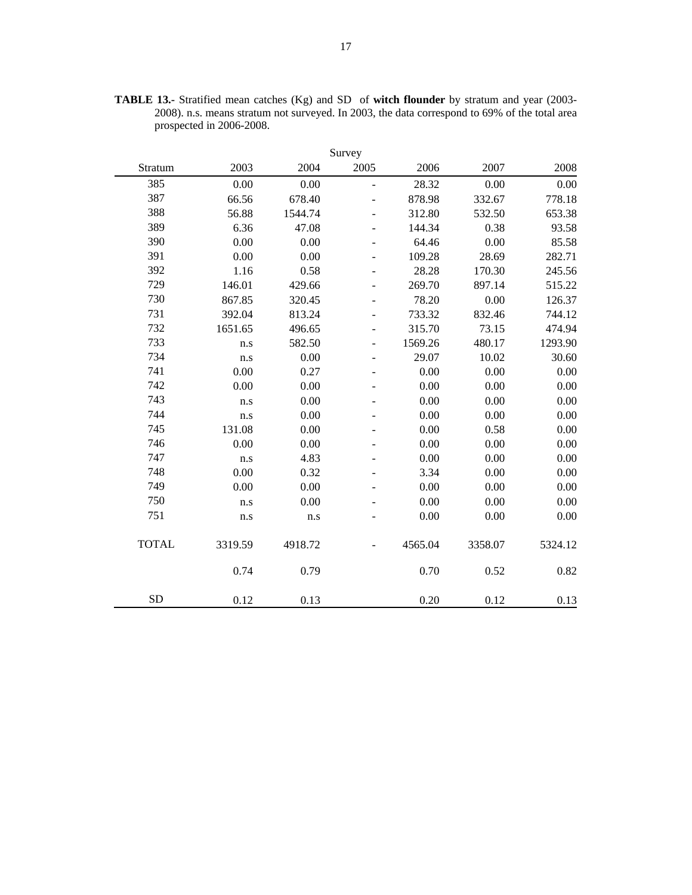**TABLE 13.-** Stratified mean catches (Kg) and SD of **witch flounder** by stratum and year (2003-2008). n.s. means stratum not surveyed. In 2003, the data correspond to 69% of the total area prospected in 2006-2008.

| | Survey | | | | | |
|---|---|---|---|---|---|---|
| Stratum | 2003 | 2004 | 2005 | 2006 | 2007 | 2008 |
| 385 | 0.00 | 0.00 | - | 28.32 | 0.00 | 0.00 |
| 387 | 66.56 | 678.40 | - | 878.98 | 332.67 | 778.18 |
| 388 | 56.88 | 1544.74 | - | 312.80 | 532.50 | 653.38 |
| 389 | 6.36 | 47.08 | - | 144.34 | 0.38 | 93.58 |
| 390 | 0.00 | 0.00 | - | 64.46 | 0.00 | 85.58 |
| 391 | 0.00 | 0.00 | - | 109.28 | 28.69 | 282.71 |
| 392 | 1.16 | 0.58 | - | 28.28 | 170.30 | 245.56 |
| 729 | 146.01 | 429.66 | - | 269.70 | 897.14 | 515.22 |
| 730 | 867.85 | 320.45 | - | 78.20 | 0.00 | 126.37 |
| 731 | 392.04 | 813.24 | - | 733.32 | 832.46 | 744.12 |
| 732 | 1651.65 | 496.65 | - | 315.70 | 73.15 | 474.94 |
| 733 | n.s | 582.50 | - | 1569.26 | 480.17 | 1293.90 |
| 734 | n.s | 0.00 | - | 29.07 | 10.02 | 30.60 |
| 741 | 0.00 | 0.27 | - | 0.00 | 0.00 | 0.00 |
| 742 | 0.00 | 0.00 | - | 0.00 | 0.00 | 0.00 |
| 743 | n.s | 0.00 | - | 0.00 | 0.00 | 0.00 |
| 744 | n.s | 0.00 | - | 0.00 | 0.00 | 0.00 |
| 745 | 131.08 | 0.00 | - | 0.00 | 0.58 | 0.00 |
| 746 | 0.00 | 0.00 | - | 0.00 | 0.00 | 0.00 |
| 747 | n.s | 4.83 | - | 0.00 | 0.00 | 0.00 |
| 748 | 0.00 | 0.32 | - | 3.34 | 0.00 | 0.00 |
| 749 | 0.00 | 0.00 | - | 0.00 | 0.00 | 0.00 |
| 750 | n.s | 0.00 | - | 0.00 | 0.00 | 0.00 |
| 751 | n.s | n.s | - | 0.00 | 0.00 | 0.00 |
| TOTAL | 3319.59 | 4918.72 | - | 4565.04 | 3358.07 | 5324.12 |
| | 0.74 | 0.79 | | 0.70 | 0.52 | 0.82 |
| SD | 0.12 | 0.13 | | 0.20 | 0.12 | 0.13 |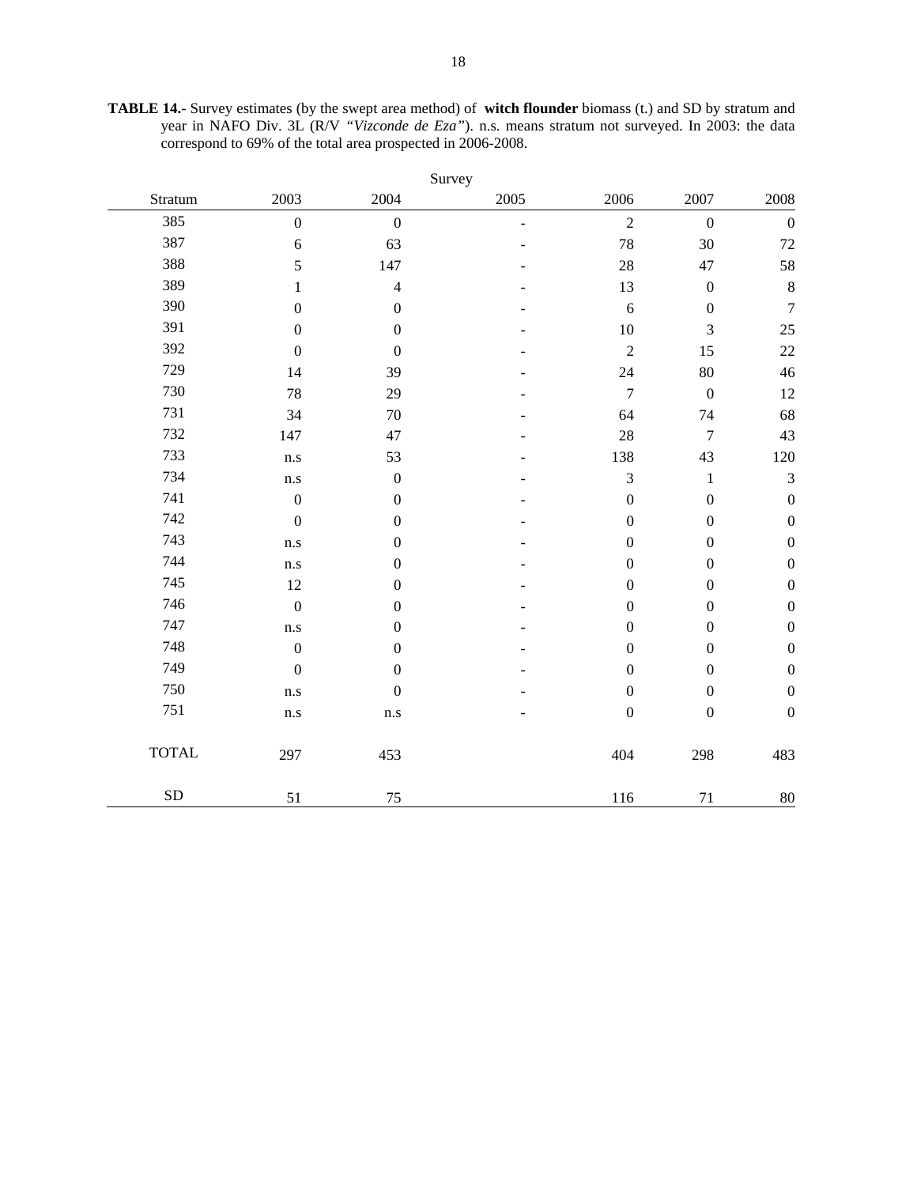**TABLE 14.-** Survey estimates (by the swept area method) of **witch flounder** biomass (t.) and SD by stratum and year in NAFO Div. 3L (R/V *"Vizconde de Eza"*). n.s. means stratum not surveyed. In 2003: the data correspond to 69% of the total area prospected in 2006-2008.

| | Survey | | | | | |
|---|---|---|---|---|---|---|
| Stratum | 2003 | 2004 | 2005 | 2006 | 2007 | 2008 |
| 385 | 0 | 0 | - | 2 | 0 | 0 |
| 387 | 6 | 63 | - | 78 | 30 | 72 |
| 388 | 5 | 147 | - | 28 | 47 | 58 |
| 389 | 1 | 4 | - | 13 | 0 | 8 |
| 390 | 0 | 0 | - | 6 | 0 | 7 |
| 391 | 0 | 0 | - | 10 | 3 | 25 |
| 392 | 0 | 0 | - | 2 | 15 | 22 |
| 729 | 14 | 39 | - | 24 | 80 | 46 |
| 730 | 78 | 29 | - | 7 | 0 | 12 |
| 731 | 34 | 70 | - | 64 | 74 | 68 |
| 732 | 147 | 47 | - | 28 | 7 | 43 |
| 733 | n.s | 53 | - | 138 | 43 | 120 |
| 734 | n.s | 0 | - | 3 | 1 | 3 |
| 741 | 0 | 0 | - | 0 | 0 | 0 |
| 742 | 0 | 0 | - | 0 | 0 | 0 |
| 743 | n.s | 0 | - | 0 | 0 | 0 |
| 744 | n.s | 0 | - | 0 | 0 | 0 |
| 745 | 12 | 0 | - | 0 | 0 | 0 |
| 746 | 0 | 0 | - | 0 | 0 | 0 |
| 747 | n.s | 0 | - | 0 | 0 | 0 |
| 748 | 0 | 0 | - | 0 | 0 | 0 |
| 749 | 0 | 0 | - | 0 | 0 | 0 |
| 750 | n.s | 0 | - | 0 | 0 | 0 |
| 751 | n.s | n.s | - | 0 | 0 | 0 |
| TOTAL | 297 | 453 | | 404 | 298 | 483 |
| SD | 51 | 75 | | 116 | 71 | 80 |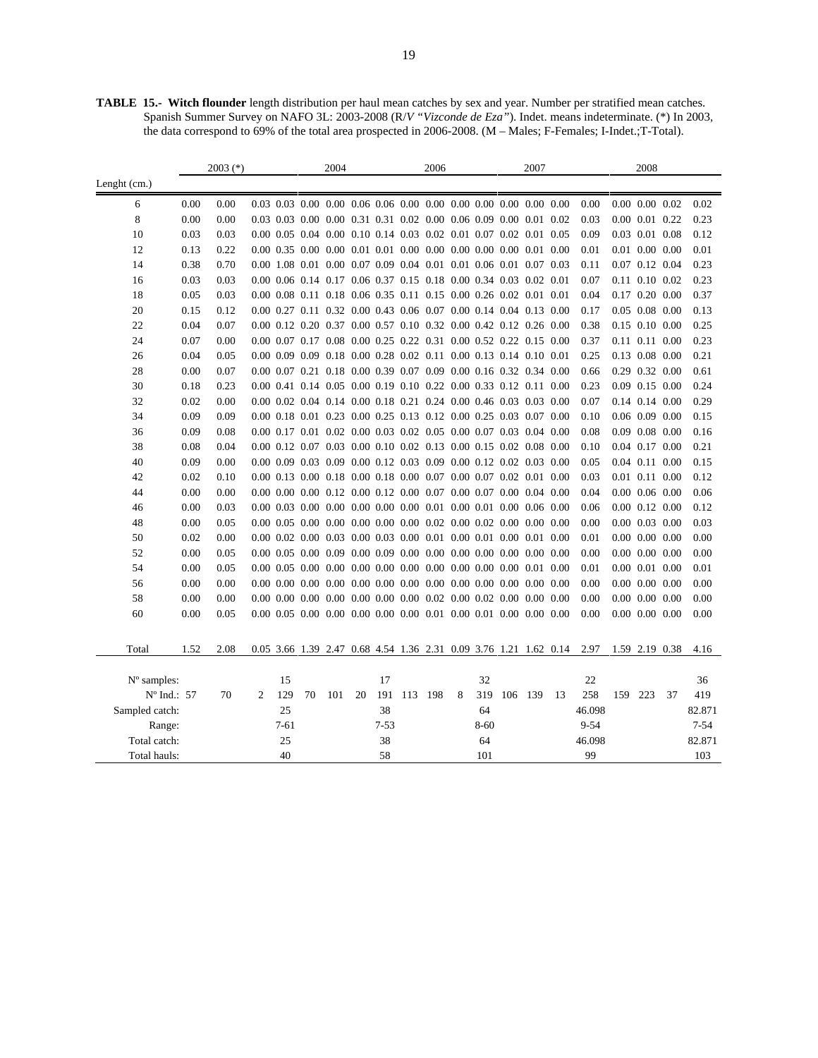**TABLE 15.- Witch flounder** length distribution per haul mean catches by sex and year. Number per stratified mean catches. Spanish Summer Survey on NAFO 3L: 2003-2008 (R/V *"Vizconde de Eza"*). Indet. means indeterminate. (*) In 2003, the data correspond to 69% of the total area prospected in 2006-2008. (M – Males; F-Females; I-Indet.;T-Total).

| | 2003 (*) | | | | 2004 | | | | 2006 | | | | 2007 | | | | 2008 | | | |
|---|---|---|---|---|---|---|---|---|---|---|---|---|---|---|---|---|---|---|---|---|
| Lenght (cm.) | | | | | | | | | | | | | | | | | | | | |
| 6 | 0.00 | 0.00 | 0.03 | 0.03 | 0.00 | 0.00 | 0.06 | 0.06 | 0.00 | 0.00 | 0.00 | 0.00 | 0.00 | 0.00 | 0.00 | 0.00 | 0.00 | 0.00 | 0.02 | 0.02 |
| 8 | 0.00 | 0.00 | 0.03 | 0.03 | 0.00 | 0.00 | 0.31 | 0.31 | 0.02 | 0.00 | 0.06 | 0.09 | 0.00 | 0.01 | 0.02 | 0.03 | 0.00 | 0.01 | 0.22 | 0.23 |
| 10 | 0.03 | 0.03 | 0.00 | 0.05 | 0.04 | 0.00 | 0.10 | 0.14 | 0.03 | 0.02 | 0.01 | 0.07 | 0.02 | 0.01 | 0.05 | 0.09 | 0.03 | 0.01 | 0.08 | 0.12 |
| 12 | 0.13 | 0.22 | 0.00 | 0.35 | 0.00 | 0.00 | 0.01 | 0.01 | 0.00 | 0.00 | 0.00 | 0.00 | 0.00 | 0.01 | 0.00 | 0.01 | 0.01 | 0.00 | 0.00 | 0.01 |
| 14 | 0.38 | 0.70 | 0.00 | 1.08 | 0.01 | 0.00 | 0.07 | 0.09 | 0.04 | 0.01 | 0.01 | 0.06 | 0.01 | 0.07 | 0.03 | 0.11 | 0.07 | 0.12 | 0.04 | 0.23 |
| 16 | 0.03 | 0.03 | 0.00 | 0.06 | 0.14 | 0.17 | 0.06 | 0.37 | 0.15 | 0.18 | 0.00 | 0.34 | 0.03 | 0.02 | 0.01 | 0.07 | 0.11 | 0.10 | 0.02 | 0.23 |
| 18 | 0.05 | 0.03 | 0.00 | 0.08 | 0.11 | 0.18 | 0.06 | 0.35 | 0.11 | 0.15 | 0.00 | 0.26 | 0.02 | 0.01 | 0.01 | 0.04 | 0.17 | 0.20 | 0.00 | 0.37 |
| 20 | 0.15 | 0.12 | 0.00 | 0.27 | 0.11 | 0.32 | 0.00 | 0.43 | 0.06 | 0.07 | 0.00 | 0.14 | 0.04 | 0.13 | 0.00 | 0.17 | 0.05 | 0.08 | 0.00 | 0.13 |
| 22 | 0.04 | 0.07 | 0.00 | 0.12 | 0.20 | 0.37 | 0.00 | 0.57 | 0.10 | 0.32 | 0.00 | 0.42 | 0.12 | 0.26 | 0.00 | 0.38 | 0.15 | 0.10 | 0.00 | 0.25 |
| 24 | 0.07 | 0.00 | 0.00 | 0.07 | 0.17 | 0.08 | 0.00 | 0.25 | 0.22 | 0.31 | 0.00 | 0.52 | 0.22 | 0.15 | 0.00 | 0.37 | 0.11 | 0.11 | 0.00 | 0.23 |
| 26 | 0.04 | 0.05 | 0.00 | 0.09 | 0.09 | 0.18 | 0.00 | 0.28 | 0.02 | 0.11 | 0.00 | 0.13 | 0.14 | 0.10 | 0.01 | 0.25 | 0.13 | 0.08 | 0.00 | 0.21 |
| 28 | 0.00 | 0.07 | 0.00 | 0.07 | 0.21 | 0.18 | 0.00 | 0.39 | 0.07 | 0.09 | 0.00 | 0.16 | 0.32 | 0.34 | 0.00 | 0.66 | 0.29 | 0.32 | 0.00 | 0.61 |
| 30 | 0.18 | 0.23 | 0.00 | 0.41 | 0.14 | 0.05 | 0.00 | 0.19 | 0.10 | 0.22 | 0.00 | 0.33 | 0.12 | 0.11 | 0.00 | 0.23 | 0.09 | 0.15 | 0.00 | 0.24 |
| 32 | 0.02 | 0.00 | 0.00 | 0.02 | 0.04 | 0.14 | 0.00 | 0.18 | 0.21 | 0.24 | 0.00 | 0.46 | 0.03 | 0.03 | 0.00 | 0.07 | 0.14 | 0.14 | 0.00 | 0.29 |
| 34 | 0.09 | 0.09 | 0.00 | 0.18 | 0.01 | 0.23 | 0.00 | 0.25 | 0.13 | 0.12 | 0.00 | 0.25 | 0.03 | 0.07 | 0.00 | 0.10 | 0.06 | 0.09 | 0.00 | 0.15 |
| 36 | 0.09 | 0.08 | 0.00 | 0.17 | 0.01 | 0.02 | 0.00 | 0.03 | 0.02 | 0.05 | 0.00 | 0.07 | 0.03 | 0.04 | 0.00 | 0.08 | 0.09 | 0.08 | 0.00 | 0.16 |
| 38 | 0.08 | 0.04 | 0.00 | 0.12 | 0.07 | 0.03 | 0.00 | 0.10 | 0.02 | 0.13 | 0.00 | 0.15 | 0.02 | 0.08 | 0.00 | 0.10 | 0.04 | 0.17 | 0.00 | 0.21 |
| 40 | 0.09 | 0.00 | 0.00 | 0.09 | 0.03 | 0.09 | 0.00 | 0.12 | 0.03 | 0.09 | 0.00 | 0.12 | 0.02 | 0.03 | 0.00 | 0.05 | 0.04 | 0.11 | 0.00 | 0.15 |
| 42 | 0.02 | 0.10 | 0.00 | 0.13 | 0.00 | 0.18 | 0.00 | 0.18 | 0.00 | 0.07 | 0.00 | 0.07 | 0.02 | 0.01 | 0.00 | 0.03 | 0.01 | 0.11 | 0.00 | 0.12 |
| 44 | 0.00 | 0.00 | 0.00 | 0.00 | 0.00 | 0.12 | 0.00 | 0.12 | 0.00 | 0.07 | 0.00 | 0.07 | 0.00 | 0.04 | 0.00 | 0.04 | 0.00 | 0.06 | 0.00 | 0.06 |
| 46 | 0.00 | 0.03 | 0.00 | 0.03 | 0.00 | 0.00 | 0.00 | 0.00 | 0.00 | 0.01 | 0.00 | 0.01 | 0.00 | 0.06 | 0.00 | 0.06 | 0.00 | 0.12 | 0.00 | 0.12 |
| 48 | 0.00 | 0.05 | 0.00 | 0.05 | 0.00 | 0.00 | 0.00 | 0.00 | 0.00 | 0.02 | 0.00 | 0.02 | 0.00 | 0.00 | 0.00 | 0.00 | 0.00 | 0.03 | 0.00 | 0.03 |
| 50 | 0.02 | 0.00 | 0.00 | 0.02 | 0.00 | 0.03 | 0.00 | 0.03 | 0.00 | 0.01 | 0.00 | 0.01 | 0.00 | 0.01 | 0.00 | 0.01 | 0.00 | 0.00 | 0.00 | 0.00 |
| 52 | 0.00 | 0.05 | 0.00 | 0.05 | 0.00 | 0.09 | 0.00 | 0.09 | 0.00 | 0.00 | 0.00 | 0.00 | 0.00 | 0.00 | 0.00 | 0.00 | 0.00 | 0.00 | 0.00 | 0.00 |
| 54 | 0.00 | 0.05 | 0.00 | 0.05 | 0.00 | 0.00 | 0.00 | 0.00 | 0.00 | 0.00 | 0.00 | 0.00 | 0.00 | 0.01 | 0.00 | 0.01 | 0.00 | 0.01 | 0.00 | 0.01 |
| 56 | 0.00 | 0.00 | 0.00 | 0.00 | 0.00 | 0.00 | 0.00 | 0.00 | 0.00 | 0.00 | 0.00 | 0.00 | 0.00 | 0.00 | 0.00 | 0.00 | 0.00 | 0.00 | 0.00 | 0.00 |
| 58 | 0.00 | 0.00 | 0.00 | 0.00 | 0.00 | 0.00 | 0.00 | 0.00 | 0.00 | 0.02 | 0.00 | 0.02 | 0.00 | 0.00 | 0.00 | 0.00 | 0.00 | 0.00 | 0.00 | 0.00 |
| 60 | 0.00 | 0.05 | 0.00 | 0.05 | 0.00 | 0.00 | 0.00 | 0.00 | 0.00 | 0.01 | 0.00 | 0.01 | 0.00 | 0.00 | 0.00 | 0.00 | 0.00 | 0.00 | 0.00 | 0.00 |
| Total | 1.52 | 2.08 | 0.05 | 3.66 | 1.39 | 2.47 | 0.68 | 4.54 | 1.36 | 2.31 | 0.09 | 3.76 | 1.21 | 1.62 | 0.14 | 2.97 | 1.59 | 2.19 | 0.38 | 4.16 |
| Nº samples: | | | | 15 | | | | 17 | | | | 32 | | | | 22 | | | | 36 |
| Nº Ind.: | 57 | 70 | 2 | 129 | 70 | 101 | 20 | 191 | 113 | 198 | 8 | 319 | 106 | 139 | 13 | 258 | 159 | 223 | 37 | 419 |
| Sampled catch: | | | | 25 | | | | 38 | | | | 64 | | | | 46.098 | | | | 82.871 |
| Range: | | | | 7-61 | | | | 7-53 | | | | 8-60 | | | | 9-54 | | | | 7-54 |
| Total catch: | | | | 25 | | | | 38 | | | | 64 | | | | 46.098 | | | | 82.871 |
| Total hauls: | | | | 40 | | | | 58 | | | | 101 | | | | 99 | | | | 103 |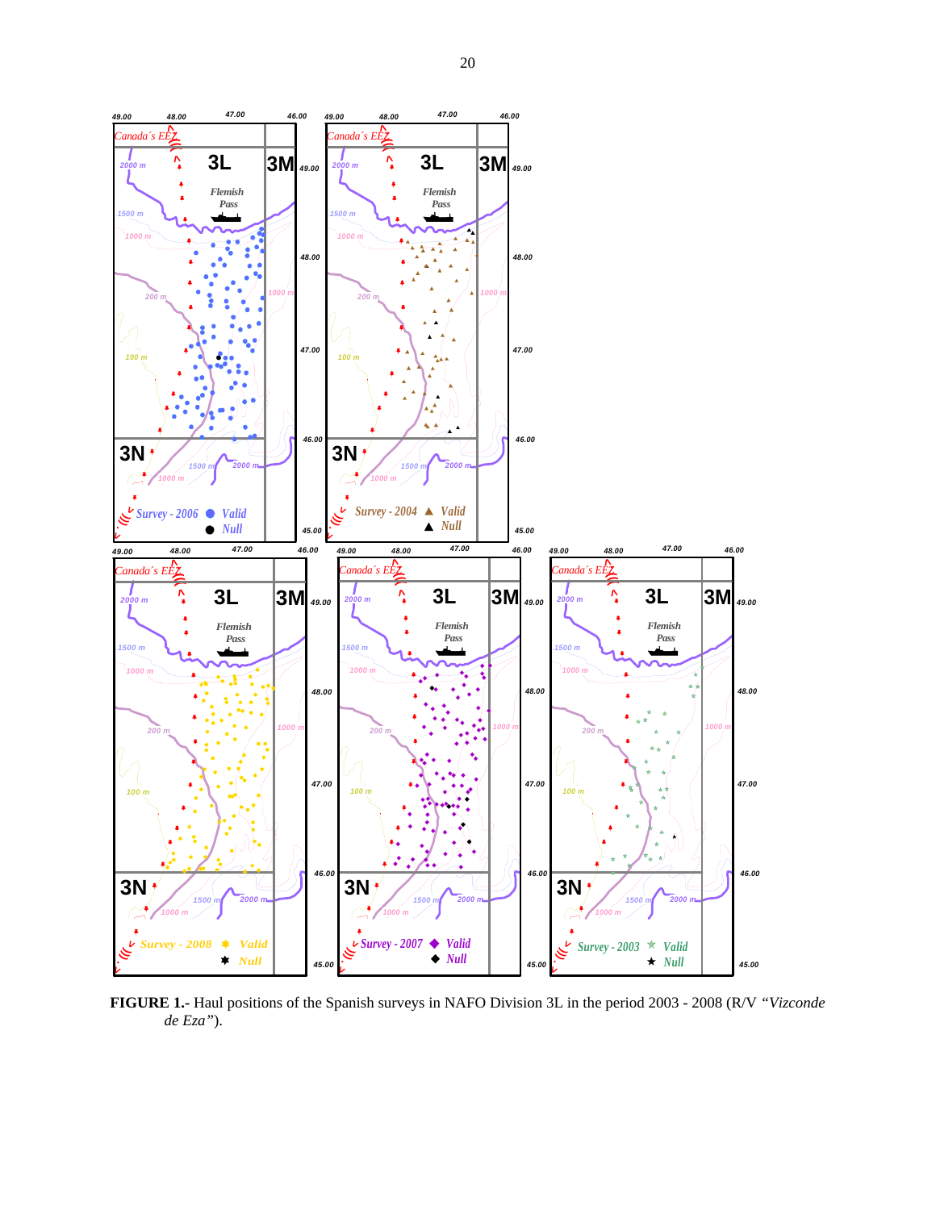**FIGURE 1.**- Haul positions of the Spanish surveys in NAFO Division 3L in the period 2003 - 2008 (R/V *"Vizconde de Eza"*).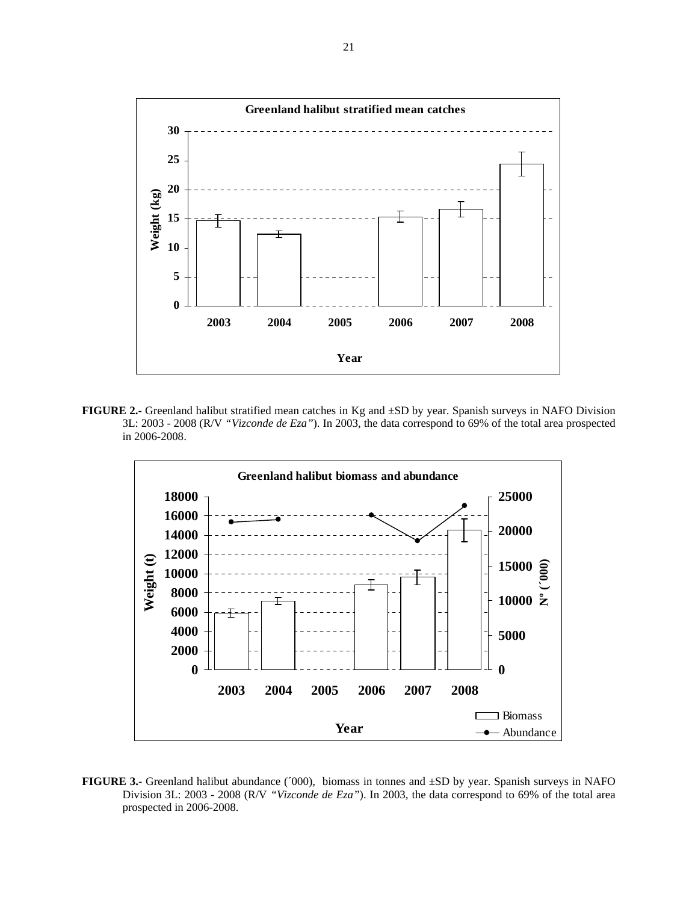**FIGURE 2.-** Greenland halibut stratified mean catches in Kg and ±SD by year. Spanish surveys in NAFO Division 3L: 2003 - 2008 (R/V *"Vizconde de Eza"*). In 2003, the data correspond to 69% of the total area prospected in 2006-2008.

**FIGURE 3.-** Greenland halibut abundance (´000), biomass in tonnes and ±SD by year. Spanish surveys in NAFO Division 3L: 2003 - 2008 (R/V *"Vizconde de Eza"*). In 2003, the data correspond to 69% of the total area prospected in 2006-2008.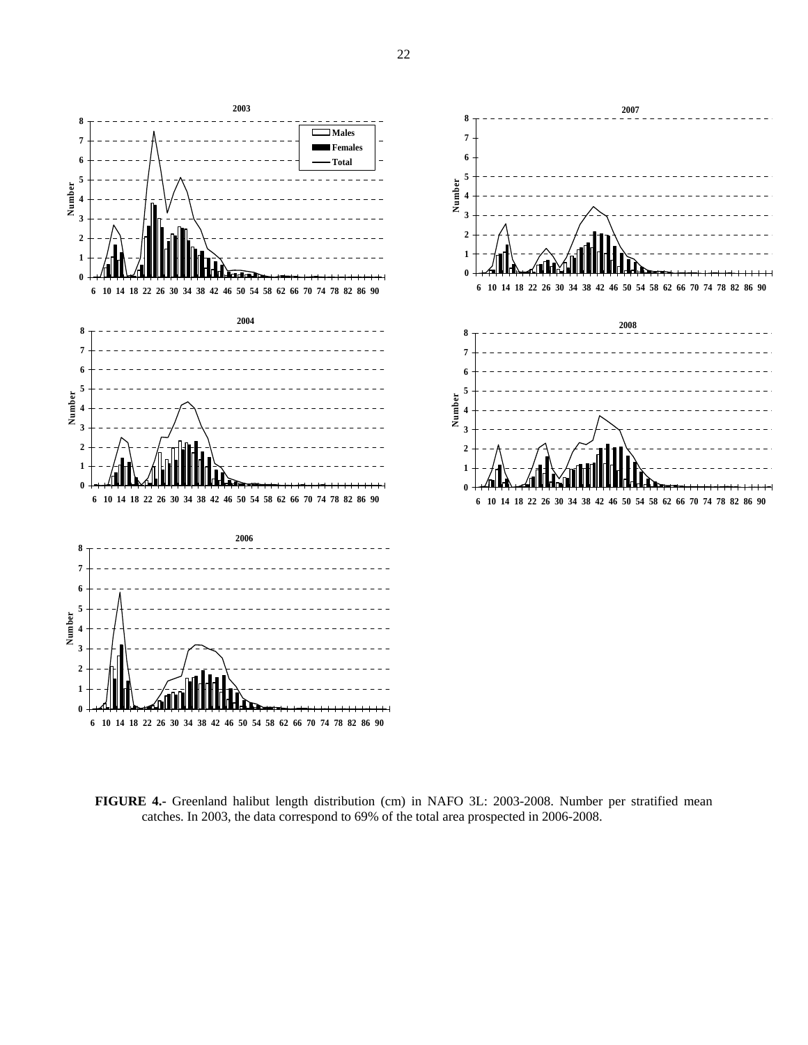**FIGURE 4.-** Greenland halibut length distribution (cm) in NAFO 3L: 2003-2008. Number per stratified mean catches. In 2003, the data correspond to 69% of the total area prospected in 2006-2008.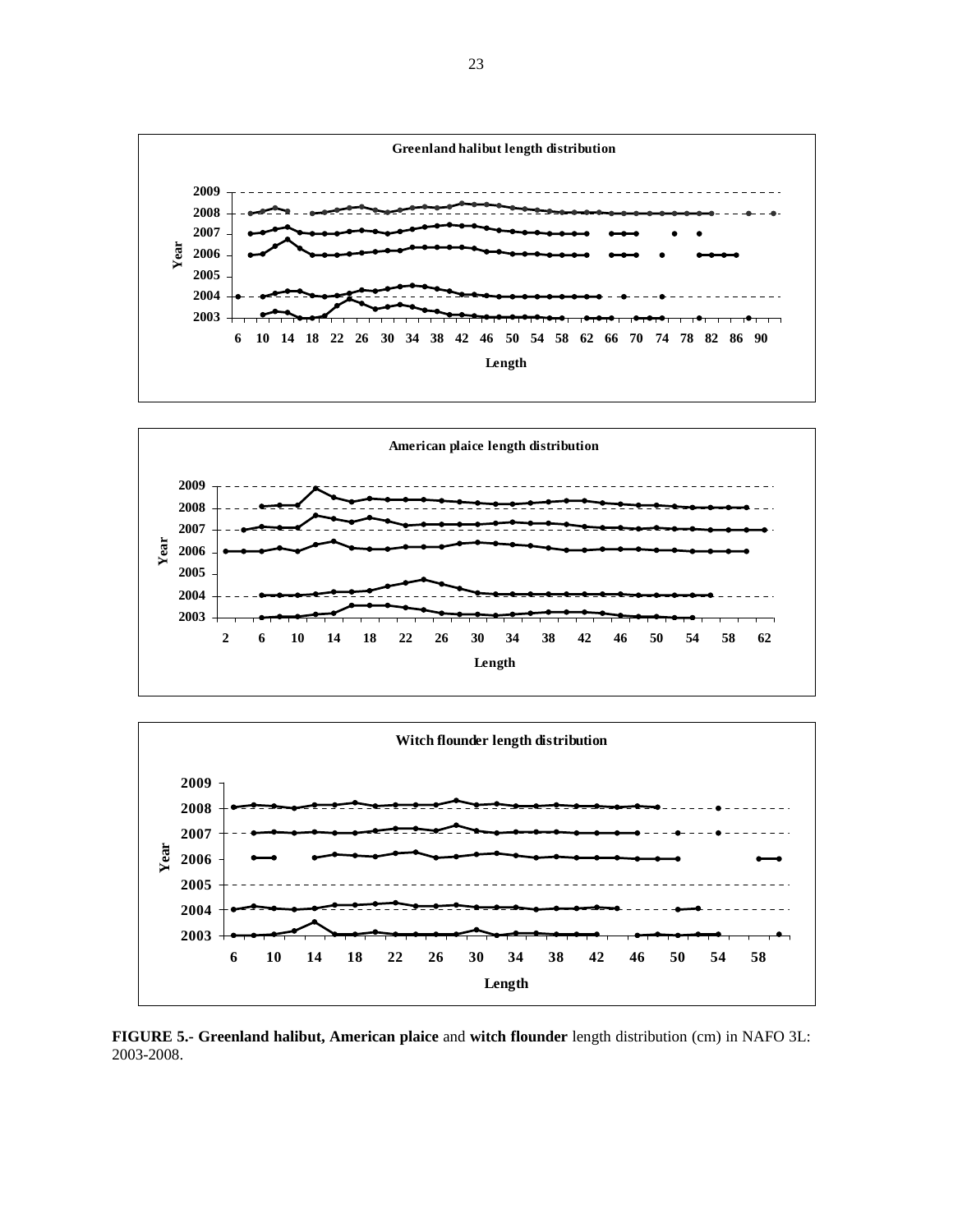**Greenland halibut length distribution**

**American plaice length distribution**

**Witch flounder length distribution**

**FIGURE 5.- Greenland halibut, American plaice** and **witch flounder** length distribution (cm) in NAFO 3L: 2003-2008.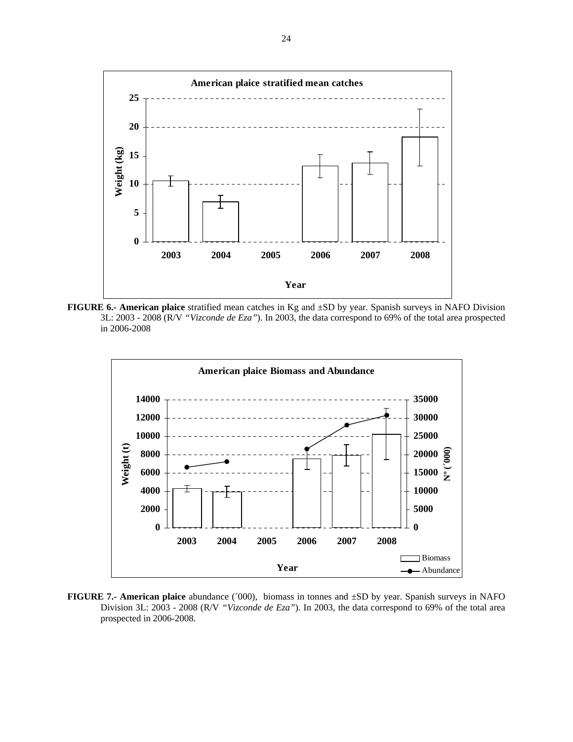**FIGURE 6.- American plaice** stratified mean catches in Kg and ±SD by year. Spanish surveys in NAFO Division 3L: 2003 - 2008 (R/V *"Vizconde de Eza"*). In 2003, the data correspond to 69% of the total area prospected in 2006-2008

**FIGURE 7.- American plaice** abundance (´000), biomass in tonnes and ±SD by year. Spanish surveys in NAFO Division 3L: 2003 - 2008 (R/V *"Vizconde de Eza"*). In 2003, the data correspond to 69% of the total area prospected in 2006-2008.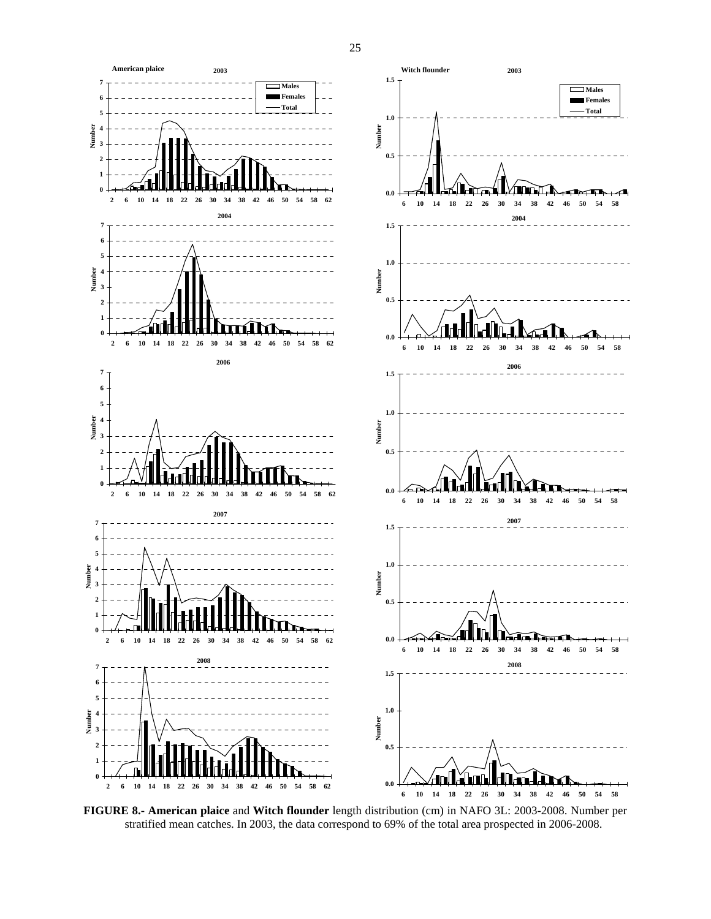**FIGURE 8.- American plaice** and **Witch flounder** length distribution (cm) in NAFO 3L: 2003-2008. Number per stratified mean catches. In 2003, the data correspond to 69% of the total area prospected in 2006-2008.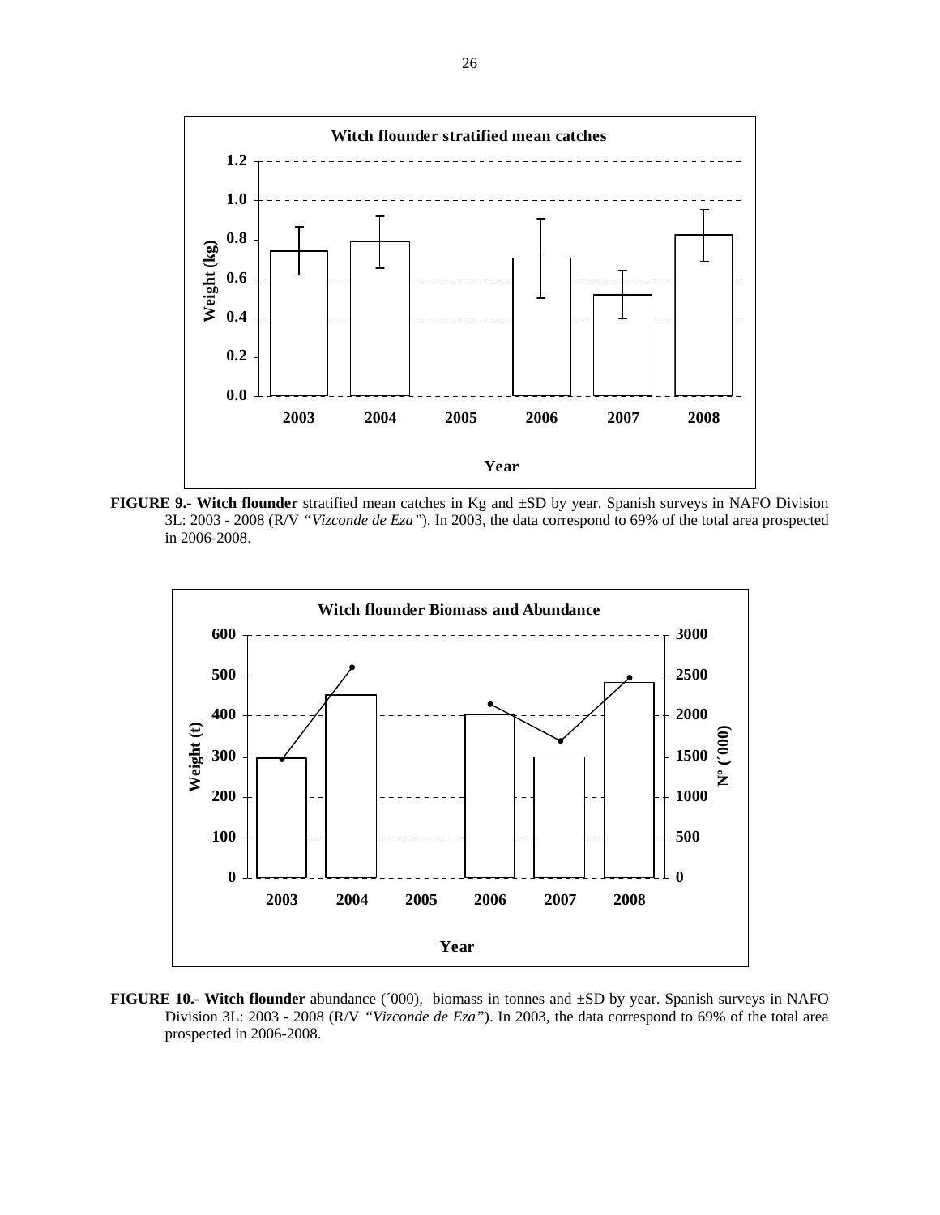Witch flounder stratified mean catches

1.2
1.0
0.8
0.6
0.4
0.2
0.0

Weight (kg)

2003 2004 2005 2006 2007 2008

Year

**FIGURE 9.- Witch flounder** stratified mean catches in Kg and ±SD by year. Spanish surveys in NAFO Division 3L: 2003 - 2008 (R/V *"Vizconde de Eza"*). In 2003, the data correspond to 69% of the total area prospected in 2006-2008.

Witch flounder Biomass and Abundance

600
500
400
300
200
100
0

Weight (t)

3000
2500
2000
1500
1000
500
0

Nº (´000)

2003 2004 2005 2006 2007 2008

Year

**FIGURE 10.- Witch flounder** abundance (´000), biomass in tonnes and ±SD by year. Spanish surveys in NAFO Division 3L: 2003 - 2008 (R/V *"Vizconde de Eza"*). In 2003, the data correspond to 69% of the total area prospected in 2006-2008.